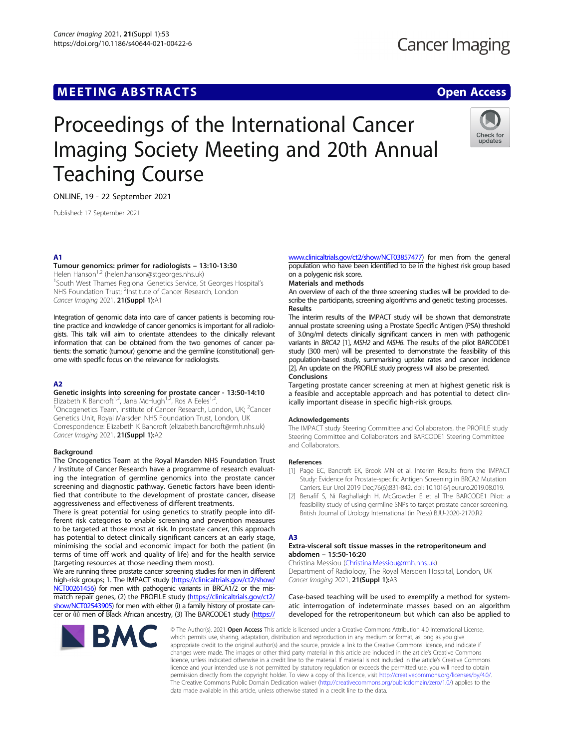MEETING ABSTRACTS

Open Access

# Proceedings of the International Cancer Imaging Society Meeting and 20th Annual Teaching Course

ONLINE, 19 - 22 September 2021

Published: 17 September 2021

## A1

### Tumour genomics: primer for radiologists – 13:10-13:30

Helen Hanson[1,2] (helen.hanson@stgeorges.nhs.uk)

[1]South West Thames Regional Genetics Service, St Georges Hospital's NHS Foundation Trust; [2]Institute of Cancer Research, London

*Cancer Imaging* 2021, **21(Suppl 1):**A1

Integration of genomic data into care of cancer patients is becoming routine practice and knowledge of cancer genomics is important for all radiologists. This talk will aim to orientate attendees to the clinically relevant information that can be obtained from the two genomes of cancer patients: the somatic (tumour) genome and the germline (constitutional) genome with specific focus on the relevance for radiologists.

## A2

### Genetic insights into screening for prostate cancer - 13:50-14:10

Elizabeth K Bancroft[1,2], Jana McHugh[1,2], Ros A Eeles[1,2].

[1]Oncogenetics Team, Institute of Cancer Research, London, UK; [2]Cancer Genetics Unit, Royal Marsden NHS Foundation Trust, London, UK

Correspondence: Elizabeth K Bancroft (elizabeth.bancroft@rmh.nhs.uk)

*Cancer Imaging* 2021, **21(Suppl 1):**A2

**Background**

The Oncogenetics Team at the Royal Marsden NHS Foundation Trust / Institute of Cancer Research have a programme of research evaluating the integration of germline genomics into the prostate cancer screening and diagnostic pathway. Genetic factors have been identified that contribute to the development of prostate cancer, disease aggressiveness and effectiveness of different treatments.

There is great potential for using genetics to stratify people into different risk categories to enable screening and prevention measures to be targeted at those most at risk. In prostate cancer, this approach has potential to detect clinically significant cancers at an early stage, minimising the social and economic impact for both the patient (in terms of time off work and quality of life) and for the health service (targeting resources at those needing them most).

We are running three prostate cancer screening studies for men in different high-risk groups; 1. The IMPACT study (https://clinicaltrials.gov/ct2/show/NCT00261456) for men with pathogenic variants in BRCA1/2 or the mismatch repair genes, (2) the PROFILE study (https://clinicaltrials.gov/ct2/show/NCT02543905) for men with either (i) a family history of prostate cancer or (ii) men of Black African ancestry, (3) The BARCODE1 study (https://www.clinicaltrials.gov/ct2/show/NCT03857477) for men from the general population who have been identified to be in the highest risk group based on a polygenic risk score.

**Materials and methods**

An overview of each of the three screening studies will be provided to describe the participants, screening algorithms and genetic testing processes.

**Results**

The interim results of the IMPACT study will be shown that demonstrate annual prostate screening using a Prostate Specific Antigen (PSA) threshold of 3.0ng/ml detects clinically significant cancers in men with pathogenic variants in *BRCA2* [1], *MSH2* and *MSH6*. The results of the pilot BARCODE1 study (300 men) will be presented to demonstrate the feasibility of this population-based study, summarising uptake rates and cancer incidence [2]. An update on the PROFILE study progress will also be presented.

**Conclusions**

Targeting prostate cancer screening at men at highest genetic risk is a feasible and acceptable approach and has potential to detect clinically important disease in specific high-risk groups.

**Acknowledgements**

The IMPACT study Steering Committee and Collaborators, the PROFILE study Steering Committee and Collaborators and BARCODE1 Steering Committee and Collaborators.

**References**

[1] Page EC, Bancroft EK, Brook MN et al. Interim Results from the IMPACT Study: Evidence for Prostate-specific Antigen Screening in BRCA2 Mutation Carriers. Eur Urol 2019 Dec;76(6):831-842. doi: 10.1016/j.eururo.2019.08.019.

[2] Benafif S, Ni Raghallaigh H, McGrowder E et al The BARCODE1 Pilot: a feasibility study of using germline SNPs to target prostate cancer screening. British Journal of Urology International (in Press) BJU-2020-2170.R2

## A3

### Extra-visceral soft tissue masses in the retroperitoneum and abdomen – 15:50-16:20

Christina Messiou (Christina.Messiou@rmh.nhs.uk)

Department of Radiology, The Royal Marsden Hospital, London, UK

*Cancer Imaging* 2021, **21(Suppl 1):**A3

Case-based teaching will be used to exemplify a method for systematic interrogation of indeterminate masses based on an algorithm developed for the retroperitoneum but which can also be applied to

© The Author(s). 2021 **Open Access** This article is licensed under a Creative Commons Attribution 4.0 International License, which permits use, sharing, adaptation, distribution and reproduction in any medium or format, as long as you give appropriate credit to the original author(s) and the source, provide a link to the Creative Commons licence, and indicate if changes were made. The images or other third party material in this article are included in the article's Creative Commons licence, unless indicated otherwise in a credit line to the material. If material is not included in the article's Creative Commons licence and your intended use is not permitted by statutory regulation or exceeds the permitted use, you will need to obtain permission directly from the copyright holder. To view a copy of this licence, visit http://creativecommons.org/licenses/by/4.0/. The Creative Commons Public Domain Dedication waiver (http://creativecommons.org/publicdomain/zero/1.0/) applies to the data made available in this article, unless otherwise stated in a credit line to the data.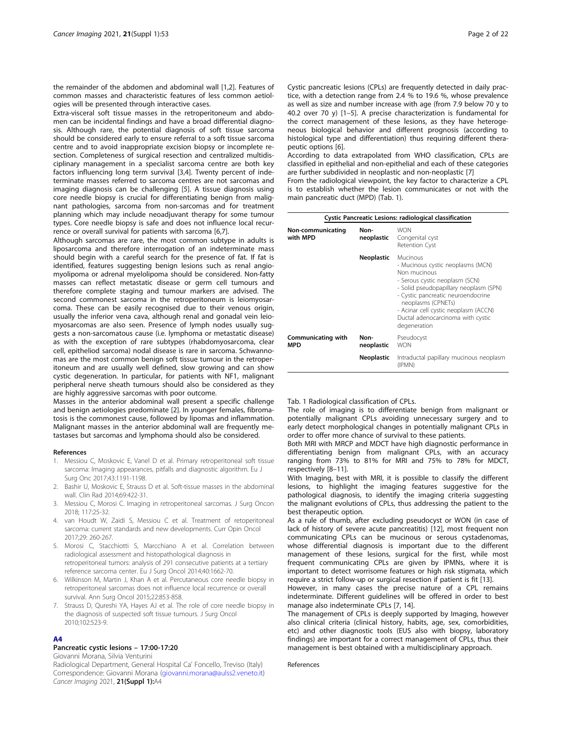the remainder of the abdomen and abdominal wall [1,2]. Features of common masses and characteristic features of less common aetiologies will be presented through interactive cases.

Extra-visceral soft tissue masses in the retroperitoneum and abdomen can be incidental findings and have a broad differential diagnosis. Although rare, the potential diagnosis of soft tissue sarcoma should be considered early to ensure referral to a soft tissue sarcoma centre and to avoid inappropriate excision biopsy or incomplete resection. Completeness of surgical resection and centralized multidisciplinary management in a specialist sarcoma centre are both key factors influencing long term survival [3,4]. Twenty percent of indeterminate masses referred to sarcoma centres are not sarcomas and imaging diagnosis can be challenging [5]. A tissue diagnosis using core needle biopsy is crucial for differentiating benign from malignant pathologies, sarcoma from non-sarcomas and for treatment planning which may include neoadjuvant therapy for some tumour types. Core needle biopsy is safe and does not influence local recurrence or overall survival for patients with sarcoma [6,7].

Although sarcomas are rare, the most common subtype in adults is liposarcoma and therefore interrogation of an indeterminate mass should begin with a careful search for the presence of fat. If fat is identified, features suggesting benign lesions such as renal angiomyolipoma or adrenal myelolipoma should be considered. Non-fatty masses can reflect metastatic disease or germ cell tumours and therefore complete staging and tumour markers are advised. The second commonest sarcoma in the retroperitoneum is leiomyosarcoma. These can be easily recognised due to their venous origin, usually the inferior vena cava, although renal and gonadal vein leiomyosarcomas are also seen. Presence of lymph nodes usually suggests a non-sarcomatous cause (i.e. lymphoma or metastatic disease) as with the exception of rare subtypes (rhabdomyosarcoma, clear cell, epitheliod sarcoma) nodal disease is rare in sarcoma. Schwannomas are the most common benign soft tissue tumour in the retroperitoneum and are usually well defined, slow growing and can show cystic degeneration. In particular, for patients with NF1, malignant peripheral nerve sheath tumours should also be considered as they are highly aggressive sarcomas with poor outcome.

Masses in the anterior abdominal wall present a specific challenge and benign aetiologies predominate [2]. In younger females, fibromatosis is the commonest cause, followed by lipomas and inflammation. Malignant masses in the anterior abdominal wall are frequently metastases but sarcomas and lymphoma should also be considered.

#### References

1. Messiou C, Moskovic E, Vanel D et al. Primary retroperitoneal soft tissue sarcoma: Imaging appearances, pitfalls and diagnostic algorithm. Eu J Surg Onc 2017;43:1191-1198.
2. Bashir U, Moskovic E, Strauss D et al. Soft-tissue masses in the abdominal wall. Clin Rad 2014;69:422-31.
3. Messiou C, Morosi C. Imaging in retroperitoneal sarcomas. J Surg Oncon 2018; 117:25-32.
4. van Houdt W, Zaidi S, Messiou C et al. Treatment of retoperitoneal sarcoma: current standards and new developments. Curr Opin Oncol 2017;29: 260-267.
5. Morosi C, Stacchiotti S, Marcchiano A et al. Correlation between radiological assessment and histopathological diagnosis in retroperitoneal tumors: analysis of 291 consecutive patients at a tertiary reference sarcoma center. Eu J Surg Oncol 2014;40:1662-70.
6. Wilkinson M, Martin J, Khan A et al. Percutaneous core needle biopsy in retroperitoneal sarcomas does not influence local recurrence or overall survival. Ann Surg Oncol 2015;22:853-858.
7. Strauss D, Qureshi YA, Hayes AJ et al. The role of core needle biopsy in the diagnosis of suspected soft tissue tumours. J Surg Oncol 2010;102:523-9.

## A4

### Pancreatic cystic lesions – 17:00-17:20

Giovanni Morana, Silvia Venturini

Radiological Department, General Hospital Ca' Foncello, Treviso (Italy)
Correspondence: Giovanni Morana (giovanni.morana@aulss2.veneto.it)
*Cancer Imaging* 2021, **21(Suppl 1):**A4

Cystic pancreatic lesions (CPLs) are frequently detected in daily practice, with a detection range from 2.4 % to 19.6 %, whose prevalence as well as size and number increase with age (from 7.9 below 70 y to 40.2 over 70 y) [1–5]. A precise characterization is fundamental for the correct management of these lesions, as they have heterogeneous biological behavior and different prognosis (according to histological type and differentiation) thus requiring different therapeutic options [6].

According to data extrapolated from WHO classification, CPLs are classified in epithelial and non-epithelial and each of these categories are further subdivided in neoplastic and non-neoplastic [7]

From the radiological viewpoint, the key factor to characterize a CPL is to establish whether the lesion communicates or not with the main pancreatic duct (MPD) (Tab. 1).

| Cystic Pancreatic Lesions: radiological classification | | |
|---|---|---|
| **Non-communicating with MPD** | **Non-neoplastic** | WON<br>Congenital cyst<br>Retention Cyst |
| | **Neoplastic** | Mucinous<br>- Mucinous cystic neoplasms (MCN)<br>Non mucinous<br>- Serous cystic neoplasm (SCN)<br>- Solid pseudopapillary neoplasm (SPN)<br>- Cystic pancreatic neuroendocrine neoplasms (CPNETs)<br>- Acinar cell cystic neoplasm (ACCN)<br>Ductal adenocarcinoma with cystic degeneration |
| **Communicating with MPD** | **Non-neoplastic** | Pseudocyst<br>WON |
| | **Neoplastic** | Intraductal papillary mucinous neoplasm (IPMN) |

Tab. 1 Radiological classification of CPLs.

The role of imaging is to differentiate benign from malignant or potentially malignant CPLs avoiding unnecessary surgery and to early detect morphological changes in potentially malignant CPLs in order to offer more chance of survival to these patients.

Both MRI with MRCP and MDCT have high diagnostic performance in differentiating benign from malignant CPLs, with an accuracy ranging from 73% to 81% for MRI and 75% to 78% for MDCT, respectively [8–11].

With Imaging, best with MRI, it is possible to classify the different lesions, to highlight the imaging features suggestive for the pathological diagnosis, to identify the imaging criteria suggesting the malignant evolutions of CPLs, thus addressing the patient to the best therapeutic option.

As a rule of thumb, after excluding pseudocyst or WON (in case of lack of history of severe acute pancreatitis) [12], most frequent non communicating CPLs can be mucinous or serous cystadenomas, whose differential diagnosis is important due to the different management of these lesions, surgical for the first, while most frequent communicating CPLs are given by IPMNs, where it is important to detect worrisome features or high risk stigmata, which require a strict follow-up or surgical resection if patient is fit [13].

However, in many cases the precise nature of a CPL remains indeterminate. Different guidelines will be offered in order to best manage also indeterminate CPLs [7, 14].

The management of CPLs is deeply supported by Imaging, however also clinical criteria (clinical history, habits, age, sex, comorbidities, etc) and other diagnostic tools (EUS also with biopsy, laboratory findings) are important for a correct management of CPLs, thus their management is best obtained with a multidisciplinary approach.

#### References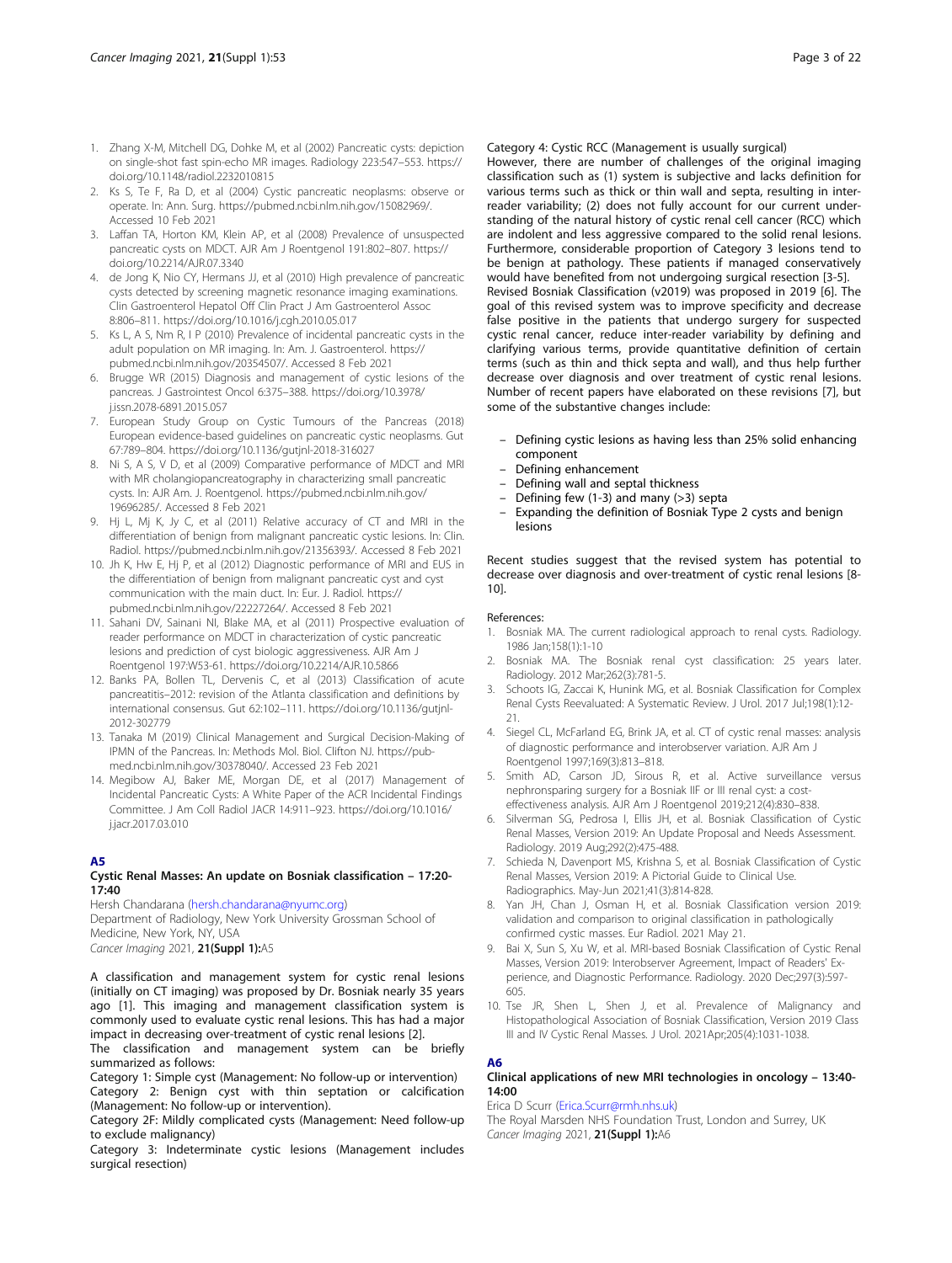1. Zhang X-M, Mitchell DG, Dohke M, et al (2002) Pancreatic cysts: depiction on single-shot fast spin-echo MR images. Radiology 223:547–553. https://doi.org/10.1148/radiol.2232010815
2. Ks S, Te F, Ra D, et al (2004) Cystic pancreatic neoplasms: observe or operate. In: Ann. Surg. https://pubmed.ncbi.nlm.nih.gov/15082969/. Accessed 10 Feb 2021
3. Laffan TA, Horton KM, Klein AP, et al (2008) Prevalence of unsuspected pancreatic cysts on MDCT. AJR Am J Roentgenol 191:802–807. https://doi.org/10.2214/AJR.07.3340
4. de Jong K, Nio CY, Hermans JJ, et al (2010) High prevalence of pancreatic cysts detected by screening magnetic resonance imaging examinations. Clin Gastroenterol Hepatol Off Clin Pract J Am Gastroenterol Assoc 8:806–811. https://doi.org/10.1016/j.cgh.2010.05.017
5. Ks L, A S, Nm R, I P (2010) Prevalence of incidental pancreatic cysts in the adult population on MR imaging. In: Am. J. Gastroenterol. https://pubmed.ncbi.nlm.nih.gov/20354507/. Accessed 8 Feb 2021
6. Brugge WR (2015) Diagnosis and management of cystic lesions of the pancreas. J Gastrointest Oncol 6:375–388. https://doi.org/10.3978/j.issn.2078-6891.2015.057
7. European Study Group on Cystic Tumours of the Pancreas (2018) European evidence-based guidelines on pancreatic cystic neoplasms. Gut 67:789–804. https://doi.org/10.1136/gutjnl-2018-316027
8. Ni S, A S, V D, et al (2009) Comparative performance of MDCT and MRI with MR cholangiopancreatography in characterizing small pancreatic cysts. In: AJR Am. J. Roentgenol. https://pubmed.ncbi.nlm.nih.gov/19696285/. Accessed 8 Feb 2021
9. Hj L, Mj K, Jy C, et al (2011) Relative accuracy of CT and MRI in the differentiation of benign from malignant pancreatic cystic lesions. In: Clin. Radiol. https://pubmed.ncbi.nlm.nih.gov/21356393/. Accessed 8 Feb 2021
10. Jh K, Hw E, Hj P, et al (2012) Diagnostic performance of MRI and EUS in the differentiation of benign from malignant pancreatic cyst and cyst communication with the main duct. In: Eur. J. Radiol. https://pubmed.ncbi.nlm.nih.gov/22227264/. Accessed 8 Feb 2021
11. Sahani DV, Sainani NI, Blake MA, et al (2011) Prospective evaluation of reader performance on MDCT in characterization of cystic pancreatic lesions and prediction of cyst biologic aggressiveness. AJR Am J Roentgenol 197:W53-61. https://doi.org/10.2214/AJR.10.5866
12. Banks PA, Bollen TL, Dervenis C, et al (2013) Classification of acute pancreatitis–2012: revision of the Atlanta classification and definitions by international consensus. Gut 62:102–111. https://doi.org/10.1136/gutjnl-2012-302779
13. Tanaka M (2019) Clinical Management and Surgical Decision-Making of IPMN of the Pancreas. In: Methods Mol. Biol. Clifton NJ. https://pubmed.ncbi.nlm.nih.gov/30378040/. Accessed 23 Feb 2021
14. Megibow AJ, Baker ME, Morgan DE, et al (2017) Management of Incidental Pancreatic Cysts: A White Paper of the ACR Incidental Findings Committee. J Am Coll Radiol JACR 14:911–923. https://doi.org/10.1016/j.jacr.2017.03.010

## A5

### Cystic Renal Masses: An update on Bosniak classification – 17:20-17:40

Hersh Chandarana (hersh.chandarana@nyumc.org)
Department of Radiology, New York University Grossman School of Medicine, New York, NY, USA
*Cancer Imaging* 2021, **21(Suppl 1):**A5

A classification and management system for cystic renal lesions (initially on CT imaging) was proposed by Dr. Bosniak nearly 35 years ago [1]. This imaging and management classification system is commonly used to evaluate cystic renal lesions. This has had a major impact in decreasing over-treatment of cystic renal lesions [2].

The classification and management system can be briefly summarized as follows:

Category 1: Simple cyst (Management: No follow-up or intervention)
Category 2: Benign cyst with thin septation or calcification (Management: No follow-up or intervention).
Category 2F: Mildly complicated cysts (Management: Need follow-up to exclude malignancy)
Category 3: Indeterminate cystic lesions (Management includes surgical resection)
Category 4: Cystic RCC (Management is usually surgical)

However, there are number of challenges of the original imaging classification such as (1) system is subjective and lacks definition for various terms such as thick or thin wall and septa, resulting in inter-reader variability; (2) does not fully account for our current understanding of the natural history of cystic renal cell cancer (RCC) which are indolent and less aggressive compared to the solid renal lesions. Furthermore, considerable proportion of Category 3 lesions tend to be benign at pathology. These patients if managed conservatively would have benefited from not undergoing surgical resection [3-5].

Revised Bosniak Classification (v2019) was proposed in 2019 [6]. The goal of this revised system was to improve specificity and decrease false positive in the patients that undergo surgery for suspected cystic renal cancer, reduce inter-reader variability by defining and clarifying various terms, provide quantitative definition of certain terms (such as thin and thick septa and wall), and thus help further decrease over diagnosis and over treatment of cystic renal lesions. Number of recent papers have elaborated on these revisions [7], but some of the substantive changes include:

- Defining cystic lesions as having less than 25% solid enhancing component
- Defining enhancement
- Defining wall and septal thickness
- Defining few (1-3) and many (>3) septa
- Expanding the definition of Bosniak Type 2 cysts and benign lesions

Recent studies suggest that the revised system has potential to decrease over diagnosis and over-treatment of cystic renal lesions [8-10].

References:

1. Bosniak MA. The current radiological approach to renal cysts. Radiology. 1986 Jan;158(1):1-10
2. Bosniak MA. The Bosniak renal cyst classification: 25 years later. Radiology. 2012 Mar;262(3):781-5.
3. Schoots IG, Zaccai K, Hunink MG, et al. Bosniak Classification for Complex Renal Cysts Reevaluated: A Systematic Review. J Urol. 2017 Jul;198(1):12-21.
4. Siegel CL, McFarland EG, Brink JA, et al. CT of cystic renal masses: analysis of diagnostic performance and interobserver variation. AJR Am J Roentgenol 1997;169(3):813–818.
5. Smith AD, Carson JD, Sirous R, et al. Active surveillance versus nephronsparing surgery for a Bosniak IIF or III renal cyst: a cost-effectiveness analysis. AJR Am J Roentgenol 2019;212(4):830–838.
6. Silverman SG, Pedrosa I, Ellis JH, et al. Bosniak Classification of Cystic Renal Masses, Version 2019: An Update Proposal and Needs Assessment. Radiology. 2019 Aug;292(2):475-488.
7. Schieda N, Davenport MS, Krishna S, et al. Bosniak Classification of Cystic Renal Masses, Version 2019: A Pictorial Guide to Clinical Use. Radiographics. May-Jun 2021;41(3):814-828.
8. Yan JH, Chan J, Osman H, et al. Bosniak Classification version 2019: validation and comparison to original classification in pathologically confirmed cystic masses. Eur Radiol. 2021 May 21.
9. Bai X, Sun S, Xu W, et al. MRI-based Bosniak Classification of Cystic Renal Masses, Version 2019: Interobserver Agreement, Impact of Readers' Experience, and Diagnostic Performance. Radiology. 2020 Dec;297(3):597-605.
10. Tse JR, Shen L, Shen J, et al. Prevalence of Malignancy and Histopathological Association of Bosniak Classification, Version 2019 Class III and IV Cystic Renal Masses. J Urol. 2021Apr;205(4):1031-1038.

## A6

### Clinical applications of new MRI technologies in oncology – 13:40-14:00

Erica D Scurr (Erica.Scurr@rmh.nhs.uk)
The Royal Marsden NHS Foundation Trust, London and Surrey, UK
*Cancer Imaging* 2021, **21(Suppl 1):**A6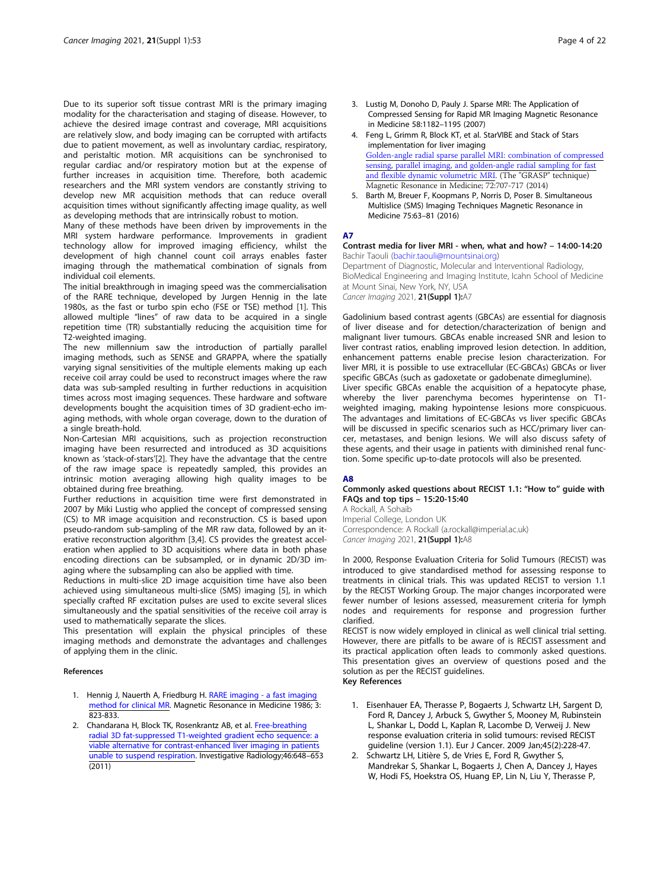Due to its superior soft tissue contrast MRI is the primary imaging modality for the characterisation and staging of disease. However, to achieve the desired image contrast and coverage, MRI acquisitions are relatively slow, and body imaging can be corrupted with artifacts due to patient movement, as well as involuntary cardiac, respiratory, and peristaltic motion. MR acquisitions can be synchronised to regular cardiac and/or respiratory motion but at the expense of further increases in acquisition time. Therefore, both academic researchers and the MRI system vendors are constantly striving to develop new MR acquisition methods that can reduce overall acquisition times without significantly affecting image quality, as well as developing methods that are intrinsically robust to motion.

Many of these methods have been driven by improvements in the MRI system hardware performance. Improvements in gradient technology allow for improved imaging efficiency, whilst the development of high channel count coil arrays enables faster imaging through the mathematical combination of signals from individual coil elements.

The initial breakthrough in imaging speed was the commercialisation of the RARE technique, developed by Jurgen Hennig in the late 1980s, as the fast or turbo spin echo (FSE or TSE) method [1]. This allowed multiple "lines" of raw data to be acquired in a single repetition time (TR) substantially reducing the acquisition time for T2-weighted imaging.

The new millennium saw the introduction of partially parallel imaging methods, such as SENSE and GRAPPA, where the spatially varying signal sensitivities of the multiple elements making up each receive coil array could be used to reconstruct images where the raw data was sub-sampled resulting in further reductions in acquisition times across most imaging sequences. These hardware and software developments bought the acquisition times of 3D gradient-echo imaging methods, with whole organ coverage, down to the duration of a single breath-hold.

Non-Cartesian MRI acquisitions, such as projection reconstruction imaging have been resurrected and introduced as 3D acquisitions known as 'stack-of-stars'[2]. They have the advantage that the centre of the raw image space is repeatedly sampled, this provides an intrinsic motion averaging allowing high quality images to be obtained during free breathing.

Further reductions in acquisition time were first demonstrated in 2007 by Miki Lustig who applied the concept of compressed sensing (CS) to MR image acquisition and reconstruction. CS is based upon pseudo-random sub-sampling of the MR raw data, followed by an iterative reconstruction algorithm [3,4]. CS provides the greatest acceleration when applied to 3D acquisitions where data in both phase encoding directions can be subsampled, or in dynamic 2D/3D imaging where the subsampling can also be applied with time.

Reductions in multi-slice 2D image acquisition time have also been achieved using simultaneous multi-slice (SMS) imaging [5], in which specially crafted RF excitation pulses are used to excite several slices simultaneously and the spatial sensitivities of the receive coil array is used to mathematically separate the slices.

This presentation will explain the physical principles of these imaging methods and demonstrate the advantages and challenges of applying them in the clinic.

#### References

1. Hennig J, Nauerth A, Friedburg H. RARE imaging - a fast imaging method for clinical MR. Magnetic Resonance in Medicine 1986; 3: 823-833.
2. Chandarana H, Block TK, Rosenkrantz AB, et al. Free-breathing radial 3D fat-suppressed T1-weighted gradient echo sequence: a viable alternative for contrast-enhanced liver imaging in patients unable to suspend respiration. Investigative Radiology;46:648–653 (2011)
3. Lustig M, Donoho D, Pauly J. Sparse MRI: The Application of Compressed Sensing for Rapid MR Imaging Magnetic Resonance in Medicine 58:1182–1195 (2007)
4. Feng L, Grimm R, Block KT, et al. StarVIBE and Stack of Stars implementation for liver imaging Golden-angle radial sparse parallel MRI: combination of compressed sensing, parallel imaging, and golden-angle radial sampling for fast and flexible dynamic volumetric MRI. (The "GRASP" technique) Magnetic Resonance in Medicine; 72:707-717 (2014)
5. Barth M, Breuer F, Koopmans P, Norris D, Poser B. Simultaneous Multislice (SMS) Imaging Techniques Magnetic Resonance in Medicine 75:63–81 (2016)

## A7

### Contrast media for liver MRI - when, what and how? – 14:00-14:20

Bachir Taouli (bachir.taouli@mountsinai.org)

Department of Diagnostic, Molecular and Interventional Radiology, BioMedical Engineering and Imaging Institute, Icahn School of Medicine at Mount Sinai, New York, NY, USA

*Cancer Imaging* 2021, **21(Suppl 1):**A7

Gadolinium based contrast agents (GBCAs) are essential for diagnosis of liver disease and for detection/characterization of benign and malignant liver tumours. GBCAs enable increased SNR and lesion to liver contrast ratios, enabling improved lesion detection. In addition, enhancement patterns enable precise lesion characterization. For liver MRI, it is possible to use extracellular (EC-GBCAs) GBCAs or liver specific GBCAs (such as gadoxetate or gadobenate dimeglumine).

Liver specific GBCAs enable the acquisition of a hepatocyte phase, whereby the liver parenchyma becomes hyperintense on T1-weighted imaging, making hypointense lesions more conspicuous. The advantages and limitations of EC-GBCAs vs liver specific GBCAs will be discussed in specific scenarios such as HCC/primary liver cancer, metastases, and benign lesions. We will also discuss safety of these agents, and their usage in patients with diminished renal function. Some specific up-to-date protocols will also be presented.

## A8

### Commonly asked questions about RECIST 1.1: "How to" guide with FAQs and top tips – 15:20-15:40

A Rockall, A Sohaib

Imperial College, London UK

Correspondence: A Rockall (a.rockall@imperial.ac.uk)

*Cancer Imaging* 2021, **21(Suppl 1):**A8

In 2000, Response Evaluation Criteria for Solid Tumours (RECIST) was introduced to give standardised method for assessing response to treatments in clinical trials. This was updated RECIST to version 1.1 by the RECIST Working Group. The major changes incorporated were fewer number of lesions assessed, measurement criteria for lymph nodes and requirements for response and progression further clarified.

RECIST is now widely employed in clinical as well clinical trial setting. However, there are pitfalls to be aware of is RECIST assessment and its practical application often leads to commonly asked questions. This presentation gives an overview of questions posed and the solution as per the RECIST guidelines.

**Key References**

1. Eisenhauer EA, Therasse P, Bogaerts J, Schwartz LH, Sargent D, Ford R, Dancey J, Arbuck S, Gwyther S, Mooney M, Rubinstein L, Shankar L, Dodd L, Kaplan R, Lacombe D, Verweij J. New response evaluation criteria in solid tumours: revised RECIST guideline (version 1.1). Eur J Cancer. 2009 Jan;45(2):228-47.
2. Schwartz LH, Litière S, de Vries E, Ford R, Gwyther S, Mandrekar S, Shankar L, Bogaerts J, Chen A, Dancey J, Hayes W, Hodi FS, Hoekstra OS, Huang EP, Lin N, Liu Y, Therasse P,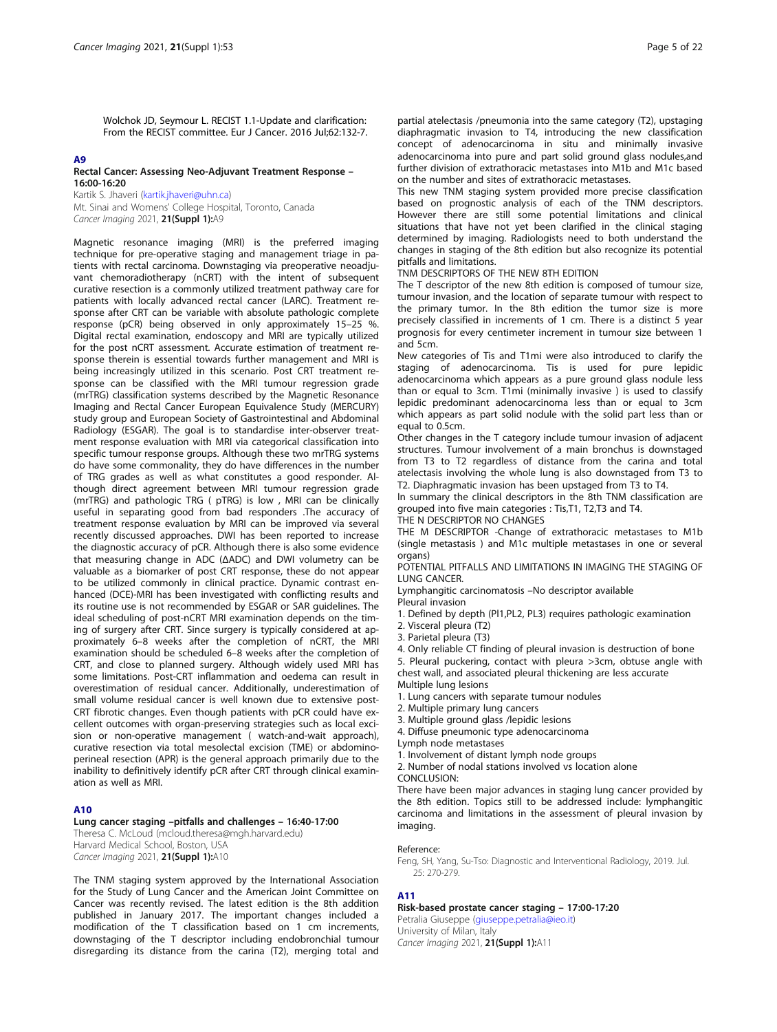Wolchok JD, Seymour L. RECIST 1.1-Update and clarification: From the RECIST committee. Eur J Cancer. 2016 Jul;62:132-7.

## A9

### Rectal Cancer: Assessing Neo-Adjuvant Treatment Response – 16:00-16:20

Kartik S. Jhaveri (kartik.jhaveri@uhn.ca)
Mt. Sinai and Womens' College Hospital, Toronto, Canada
*Cancer Imaging* 2021, **21(Suppl 1):**A9

Magnetic resonance imaging (MRI) is the preferred imaging technique for pre-operative staging and management triage in patients with rectal carcinoma. Downstaging via preoperative neoadjuvant chemoradiotherapy (nCRT) with the intent of subsequent curative resection is a commonly utilized treatment pathway care for patients with locally advanced rectal cancer (LARC). Treatment response after CRT can be variable with absolute pathologic complete response (pCR) being observed in only approximately 15–25 %. Digital rectal examination, endoscopy and MRI are typically utilized for the post nCRT assessment. Accurate estimation of treatment response therein is essential towards further management and MRI is being increasingly utilized in this scenario. Post CRT treatment response can be classified with the MRI tumour regression grade (mrTRG) classification systems described by the Magnetic Resonance Imaging and Rectal Cancer European Equivalence Study (MERCURY) study group and European Society of Gastrointestinal and Abdominal Radiology (ESGAR). The goal is to standardise inter-observer treatment response evaluation with MRI via categorical classification into specific tumour response groups. Although these two mrTRG systems do have some commonality, they do have differences in the number of TRG grades as well as what constitutes a good responder. Although direct agreement between MRI tumour regression grade (mrTRG) and pathologic TRG ( pTRG) is low , MRI can be clinically useful in separating good from bad responders .The accuracy of treatment response evaluation by MRI can be improved via several recently discussed approaches. DWI has been reported to increase the diagnostic accuracy of pCR. Although there is also some evidence that measuring change in ADC (ΔADC) and DWI volumetry can be valuable as a biomarker of post CRT response, these do not appear to be utilized commonly in clinical practice. Dynamic contrast enhanced (DCE)-MRI has been investigated with conflicting results and its routine use is not recommended by ESGAR or SAR guidelines. The ideal scheduling of post-nCRT MRI examination depends on the timing of surgery after CRT. Since surgery is typically considered at approximately 6–8 weeks after the completion of nCRT, the MRI examination should be scheduled 6–8 weeks after the completion of CRT, and close to planned surgery. Although widely used MRI has some limitations. Post-CRT inflammation and oedema can result in overestimation of residual cancer. Additionally, underestimation of small volume residual cancer is well known due to extensive post-CRT fibrotic changes. Even though patients with pCR could have excellent outcomes with organ-preserving strategies such as local excision or non-operative management ( watch-and-wait approach), curative resection via total mesolectal excision (TME) or abdominoperineal resection (APR) is the general approach primarily due to the inability to definitively identify pCR after CRT through clinical examination as well as MRI.

## A10

### Lung cancer staging –pitfalls and challenges – 16:40-17:00

Theresa C. McLoud (mcloud.theresa@mgh.harvard.edu)
Harvard Medical School, Boston, USA
*Cancer Imaging* 2021, **21(Suppl 1):**A10

The TNM staging system approved by the International Association for the Study of Lung Cancer and the American Joint Committee on Cancer was recently revised. The latest edition is the 8th addition published in January 2017. The important changes included a modification of the T classification based on 1 cm increments, downstaging of the T descriptor including endobronchial tumour disregarding its distance from the carina (T2), merging total and partial atelectasis /pneumonia into the same category (T2), upstaging diaphragmatic invasion to T4, introducing the new classification concept of adenocarcinoma in situ and minimally invasive adenocarcinoma into pure and part solid ground glass nodules,and further division of extrathoracic metastases into M1b and M1c based on the number and sites of extrathoracic metastases.

This new TNM staging system provided more precise classification based on prognostic analysis of each of the TNM descriptors. However there are still some potential limitations and clinical situations that have not yet been clarified in the clinical staging determined by imaging. Radiologists need to both understand the changes in staging of the 8th edition but also recognize its potential pitfalls and limitations.

TNM DESCRIPTORS OF THE NEW 8TH EDITION

The T descriptor of the new 8th edition is composed of tumour size, tumour invasion, and the location of separate tumour with respect to the primary tumor. In the 8th edition the tumor size is more precisely classified in increments of 1 cm. There is a distinct 5 year prognosis for every centimeter increment in tumour size between 1 and 5cm.

New categories of Tis and T1mi were also introduced to clarify the staging of adenocarcinoma. Tis is used for pure lepidic adenocarcinoma which appears as a pure ground glass nodule less than or equal to 3cm. T1mi (minimally invasive ) is used to classify lepidic predominant adenocarcinoma less than or equal to 3cm which appears as part solid nodule with the solid part less than or equal to 0.5cm.

Other changes in the T category include tumour invasion of adjacent structures. Tumour involvement of a main bronchus is downstaged from T3 to T2 regardless of distance from the carina and total atelectasis involving the whole lung is also downstaged from T3 to T2. Diaphragmatic invasion has been upstaged from T3 to T4.

In summary the clinical descriptors in the 8th TNM classification are grouped into five main categories : Tis,T1, T2,T3 and T4.

THE N DESCRIPTOR NO CHANGES

THE M DESCRIPTOR -Change of extrathoracic metastases to M1b (single metastasis ) and M1c multiple metastases in one or several organs)

POTENTIAL PITFALLS AND LIMITATIONS IN IMAGING THE STAGING OF LUNG CANCER.

Lymphangitic carcinomatosis –No descriptor available

Pleural invasion

1. Defined by depth (Pl1,PL2, PL3) requires pathologic examination
2. Visceral pleura (T2)
3. Parietal pleura (T3)
4. Only reliable CT finding of pleural invasion is destruction of bone
5. Pleural puckering, contact with pleura >3cm, obtuse angle with chest wall, and associated pleural thickening are less accurate

Multiple lung lesions

1. Lung cancers with separate tumour nodules
2. Multiple primary lung cancers
3. Multiple ground glass /lepidic lesions
4. Diffuse pneumonic type adenocarcinoma

Lymph node metastases

1. Involvement of distant lymph node groups
2. Number of nodal stations involved vs location alone

CONCLUSION:

There have been major advances in staging lung cancer provided by the 8th edition. Topics still to be addressed include: lymphangitic carcinoma and limitations in the assessment of pleural invasion by imaging.

**Reference:**

Feng, SH, Yang, Su-Tso: Diagnostic and Interventional Radiology, 2019. Jul. 25: 270-279.

## A11

### Risk-based prostate cancer staging – 17:00-17:20

Petralia Giuseppe (giuseppe.petralia@ieo.it)
University of Milan, Italy
*Cancer Imaging* 2021, **21(Suppl 1):**A11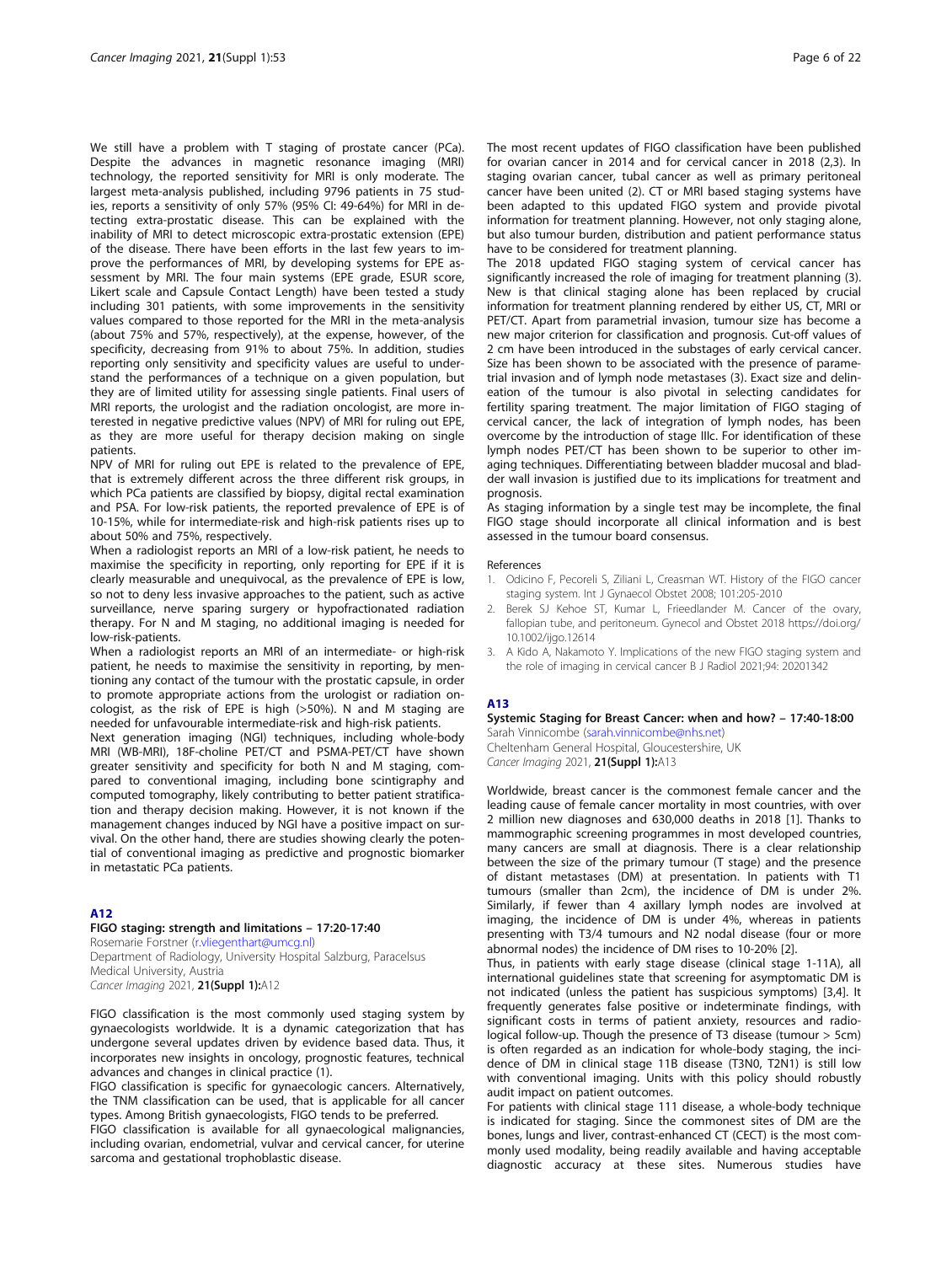We still have a problem with T staging of prostate cancer (PCa). Despite the advances in magnetic resonance imaging (MRI) technology, the reported sensitivity for MRI is only moderate. The largest meta-analysis published, including 9796 patients in 75 studies, reports a sensitivity of only 57% (95% CI: 49-64%) for MRI in detecting extra-prostatic disease. This can be explained with the inability of MRI to detect microscopic extra-prostatic extension (EPE) of the disease. There have been efforts in the last few years to improve the performances of MRI, by developing systems for EPE assessment by MRI. The four main systems (EPE grade, ESUR score, Likert scale and Capsule Contact Length) have been tested a study including 301 patients, with some improvements in the sensitivity values compared to those reported for the MRI in the meta-analysis (about 75% and 57%, respectively), at the expense, however, of the specificity, decreasing from 91% to about 75%. In addition, studies reporting only sensitivity and specificity values are useful to understand the performances of a technique on a given population, but they are of limited utility for assessing single patients. Final users of MRI reports, the urologist and the radiation oncologist, are more interested in negative predictive values (NPV) of MRI for ruling out EPE, as they are more useful for therapy decision making on single patients.

NPV of MRI for ruling out EPE is related to the prevalence of EPE, that is extremely different across the three different risk groups, in which PCa patients are classified by biopsy, digital rectal examination and PSA. For low-risk patients, the reported prevalence of EPE is of 10-15%, while for intermediate-risk and high-risk patients rises up to about 50% and 75%, respectively.

When a radiologist reports an MRI of a low-risk patient, he needs to maximise the specificity in reporting, only reporting for EPE if it is clearly measurable and unequivocal, as the prevalence of EPE is low, so not to deny less invasive approaches to the patient, such as active surveillance, nerve sparing surgery or hypofractionated radiation therapy. For N and M staging, no additional imaging is needed for low-risk-patients.

When a radiologist reports an MRI of an intermediate- or high-risk patient, he needs to maximise the sensitivity in reporting, by mentioning any contact of the tumour with the prostatic capsule, in order to promote appropriate actions from the urologist or radiation oncologist, as the risk of EPE is high (>50%). N and M staging are needed for unfavourable intermediate-risk and high-risk patients.

Next generation imaging (NGI) techniques, including whole-body MRI (WB-MRI), 18F-choline PET/CT and PSMA-PET/CT have shown greater sensitivity and specificity for both N and M staging, compared to conventional imaging, including bone scintigraphy and computed tomography, likely contributing to better patient stratification and therapy decision making. However, it is not known if the management changes induced by NGI have a positive impact on survival. On the other hand, there are studies showing clearly the potential of conventional imaging as predictive and prognostic biomarker in metastatic PCa patients.

## A12

### FIGO staging: strength and limitations – 17:20-17:40

Rosemarie Forstner (r.vliegenthart@umcg.nl)

Department of Radiology, University Hospital Salzburg, Paracelsus Medical University, Austria

*Cancer Imaging* 2021, **21(Suppl 1):**A12

FIGO classification is the most commonly used staging system by gynaecologists worldwide. It is a dynamic categorization that has undergone several updates driven by evidence based data. Thus, it incorporates new insights in oncology, prognostic features, technical advances and changes in clinical practice (1).

FIGO classification is specific for gynaecologic cancers. Alternatively, the TNM classification can be used, that is applicable for all cancer types. Among British gynaecologists, FIGO tends to be preferred.

FIGO classification is available for all gynaecological malignancies, including ovarian, endometrial, vulvar and cervical cancer, for uterine sarcoma and gestational trophoblastic disease.

The most recent updates of FIGO classification have been published for ovarian cancer in 2014 and for cervical cancer in 2018 (2,3). In staging ovarian cancer, tubal cancer as well as primary peritoneal cancer have been united (2). CT or MRI based staging systems have been adapted to this updated FIGO system and provide pivotal information for treatment planning. However, not only staging alone, but also tumour burden, distribution and patient performance status have to be considered for treatment planning.

The 2018 updated FIGO staging system of cervical cancer has significantly increased the role of imaging for treatment planning (3). New is that clinical staging alone has been replaced by crucial information for treatment planning rendered by either US, CT, MRI or PET/CT. Apart from parametrial invasion, tumour size has become a new major criterion for classification and prognosis. Cut-off values of 2 cm have been introduced in the substages of early cervical cancer. Size has been shown to be associated with the presence of parametrial invasion and of lymph node metastases (3). Exact size and delineation of the tumour is also pivotal in selecting candidates for fertility sparing treatment. The major limitation of FIGO staging of cervical cancer, the lack of integration of lymph nodes, has been overcome by the introduction of stage IIIc. For identification of these lymph nodes PET/CT has been shown to be superior to other imaging techniques. Differentiating between bladder mucosal and bladder wall invasion is justified due to its implications for treatment and prognosis.

As staging information by a single test may be incomplete, the final FIGO stage should incorporate all clinical information and is best assessed in the tumour board consensus.

References

1. Odicino F, Pecoreli S, Ziliani L, Creasman WT. History of the FIGO cancer staging system. Int J Gynaecol Obstet 2008; 101:205-2010
2. Berek SJ Kehoe ST, Kumar L, Frieedlander M. Cancer of the ovary, fallopian tube, and peritoneum. Gynecol and Obstet 2018 https://doi.org/10.1002/ijgo.12614
3. A Kido A, Nakamoto Y. Implications of the new FIGO staging system and the role of imaging in cervical cancer B J Radiol 2021;94: 20201342

## A13

### Systemic Staging for Breast Cancer: when and how? – 17:40-18:00

Sarah Vinnicombe (sarah.vinnicombe@nhs.net)

Cheltenham General Hospital, Gloucestershire, UK

*Cancer Imaging* 2021, **21(Suppl 1):**A13

Worldwide, breast cancer is the commonest female cancer and the leading cause of female cancer mortality in most countries, with over 2 million new diagnoses and 630,000 deaths in 2018 [1]. Thanks to mammographic screening programmes in most developed countries, many cancers are small at diagnosis. There is a clear relationship between the size of the primary tumour (T stage) and the presence of distant metastases (DM) at presentation. In patients with T1 tumours (smaller than 2cm), the incidence of DM is under 2%. Similarly, if fewer than 4 axillary lymph nodes are involved at imaging, the incidence of DM is under 4%, whereas in patients presenting with T3/4 tumours and N2 nodal disease (four or more abnormal nodes) the incidence of DM rises to 10-20% [2].

Thus, in patients with early stage disease (clinical stage 1-11A), all international guidelines state that screening for asymptomatic DM is not indicated (unless the patient has suspicious symptoms) [3,4]. It frequently generates false positive or indeterminate findings, with significant costs in terms of patient anxiety, resources and radiological follow-up. Though the presence of T3 disease (tumour > 5cm) is often regarded as an indication for whole-body staging, the incidence of DM in clinical stage 11B disease (T3N0, T2N1) is still low with conventional imaging. Units with this policy should robustly audit impact on patient outcomes.

For patients with clinical stage 111 disease, a whole-body technique is indicated for staging. Since the commonest sites of DM are the bones, lungs and liver, contrast-enhanced CT (CECT) is the most commonly used modality, being readily available and having acceptable diagnostic accuracy at these sites. Numerous studies have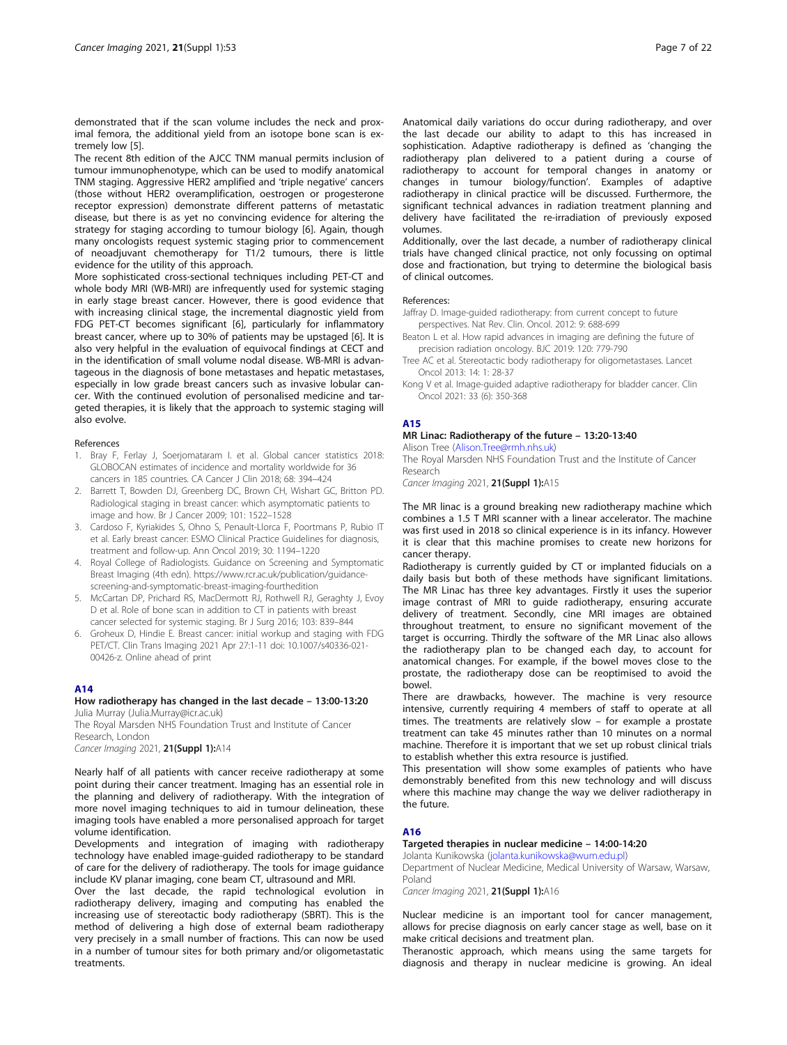demonstrated that if the scan volume includes the neck and proximal femora, the additional yield from an isotope bone scan is extremely low [5].

The recent 8th edition of the AJCC TNM manual permits inclusion of tumour immunophenotype, which can be used to modify anatomical TNM staging. Aggressive HER2 amplified and 'triple negative' cancers (those without HER2 overamplification, oestrogen or progesterone receptor expression) demonstrate different patterns of metastatic disease, but there is as yet no convincing evidence for altering the strategy for staging according to tumour biology [6]. Again, though many oncologists request systemic staging prior to commencement of neoadjuvant chemotherapy for T1/2 tumours, there is little evidence for the utility of this approach.

More sophisticated cross-sectional techniques including PET-CT and whole body MRI (WB-MRI) are infrequently used for systemic staging in early stage breast cancer. However, there is good evidence that with increasing clinical stage, the incremental diagnostic yield from FDG PET-CT becomes significant [6], particularly for inflammatory breast cancer, where up to 30% of patients may be upstaged [6]. It is also very helpful in the evaluation of equivocal findings at CECT and in the identification of small volume nodal disease. WB-MRI is advantageous in the diagnosis of bone metastases and hepatic metastases, especially in low grade breast cancers such as invasive lobular cancer. With the continued evolution of personalised medicine and targeted therapies, it is likely that the approach to systemic staging will also evolve.

References

1. Bray F, Ferlay J, Soerjomataram I. et al. Global cancer statistics 2018: GLOBOCAN estimates of incidence and mortality worldwide for 36 cancers in 185 countries. CA Cancer J Clin 2018; 68: 394–424
2. Barrett T, Bowden DJ, Greenberg DC, Brown CH, Wishart GC, Britton PD. Radiological staging in breast cancer: which asymptomatic patients to image and how. Br J Cancer 2009; 101: 1522–1528
3. Cardoso F, Kyriakides S, Ohno S, Penault-Llorca F, Poortmans P, Rubio IT et al. Early breast cancer: ESMO Clinical Practice Guidelines for diagnosis, treatment and follow-up. Ann Oncol 2019; 30: 1194–1220
4. Royal College of Radiologists. Guidance on Screening and Symptomatic Breast Imaging (4th edn). https://www.rcr.ac.uk/publication/guidance-screening-and-symptomatic-breast-imaging-fourthedition
5. McCartan DP, Prichard RS, MacDermott RJ, Rothwell RJ, Geraghty J, Evoy D et al. Role of bone scan in addition to CT in patients with breast cancer selected for systemic staging. Br J Surg 2016; 103: 839–844
6. Groheux D, Hindie E. Breast cancer: initial workup and staging with FDG PET/CT. Clin Trans Imaging 2021 Apr 27:1-11 doi: 10.1007/s40336-021-00426-z. Online ahead of print

## A14

### How radiotherapy has changed in the last decade – 13:00-13:20

Julia Murray (Julia.Murray@icr.ac.uk)

The Royal Marsden NHS Foundation Trust and Institute of Cancer Research, London

*Cancer Imaging* 2021, **21(Suppl 1):**A14

Nearly half of all patients with cancer receive radiotherapy at some point during their cancer treatment. Imaging has an essential role in the planning and delivery of radiotherapy. With the integration of more novel imaging techniques to aid in tumour delineation, these imaging tools have enabled a more personalised approach for target volume identification.

Developments and integration of imaging with radiotherapy technology have enabled image-guided radiotherapy to be standard of care for the delivery of radiotherapy. The tools for image guidance include KV planar imaging, cone beam CT, ultrasound and MRI.

Over the last decade, the rapid technological evolution in radiotherapy delivery, imaging and computing has enabled the increasing use of stereotactic body radiotherapy (SBRT). This is the method of delivering a high dose of external beam radiotherapy very precisely in a small number of fractions. This can now be used in a number of tumour sites for both primary and/or oligometastatic treatments.

Anatomical daily variations do occur during radiotherapy, and over the last decade our ability to adapt to this has increased in sophistication. Adaptive radiotherapy is defined as 'changing the radiotherapy plan delivered to a patient during a course of radiotherapy to account for temporal changes in anatomy or changes in tumour biology/function'. Examples of adaptive radiotherapy in clinical practice will be discussed. Furthermore, the significant technical advances in radiation treatment planning and delivery have facilitated the re-irradiation of previously exposed volumes.

Additionally, over the last decade, a number of radiotherapy clinical trials have changed clinical practice, not only focussing on optimal dose and fractionation, but trying to determine the biological basis of clinical outcomes.

References:

- Jaffray D. Image-guided radiotherapy: from current concept to future perspectives. Nat Rev. Clin. Oncol. 2012: 9: 688-699
- Beaton L et al. How rapid advances in imaging are defining the future of precision radiation oncology. BJC 2019: 120: 779-790
- Tree AC et al. Stereotactic body radiotherapy for oligometastases. Lancet Oncol 2013: 14: 1: 28-37
- Kong V et al. Image-guided adaptive radiotherapy for bladder cancer. Clin Oncol 2021: 33 (6): 350-368

## A15

### MR Linac: Radiotherapy of the future – 13:20-13:40

Alison Tree (Alison.Tree@rmh.nhs.uk)

The Royal Marsden NHS Foundation Trust and the Institute of Cancer Research

*Cancer Imaging* 2021, **21(Suppl 1):**A15

The MR linac is a ground breaking new radiotherapy machine which combines a 1.5 T MRI scanner with a linear accelerator. The machine was first used in 2018 so clinical experience is in its infancy. However it is clear that this machine promises to create new horizons for cancer therapy.

Radiotherapy is currently guided by CT or implanted fiducials on a daily basis but both of these methods have significant limitations. The MR Linac has three key advantages. Firstly it uses the superior image contrast of MRI to guide radiotherapy, ensuring accurate delivery of treatment. Secondly, cine MRI images are obtained throughout treatment, to ensure no significant movement of the target is occurring. Thirdly the software of the MR Linac also allows the radiotherapy plan to be changed each day, to account for anatomical changes. For example, if the bowel moves close to the prostate, the radiotherapy dose can be reoptimised to avoid the bowel.

There are drawbacks, however. The machine is very resource intensive, currently requiring 4 members of staff to operate at all times. The treatments are relatively slow – for example a prostate treatment can take 45 minutes rather than 10 minutes on a normal machine. Therefore it is important that we set up robust clinical trials to establish whether this extra resource is justified.

This presentation will show some examples of patients who have demonstrably benefited from this new technology and will discuss where this machine may change the way we deliver radiotherapy in the future.

## A16

### Targeted therapies in nuclear medicine – 14:00-14:20

Jolanta Kunikowska (jolanta.kunikowska@wum.edu.pl)

Department of Nuclear Medicine, Medical University of Warsaw, Warsaw, Poland

*Cancer Imaging* 2021, **21(Suppl 1):**A16

Nuclear medicine is an important tool for cancer management, allows for precise diagnosis on early cancer stage as well, base on it make critical decisions and treatment plan.

Theranostic approach, which means using the same targets for diagnosis and therapy in nuclear medicine is growing. An ideal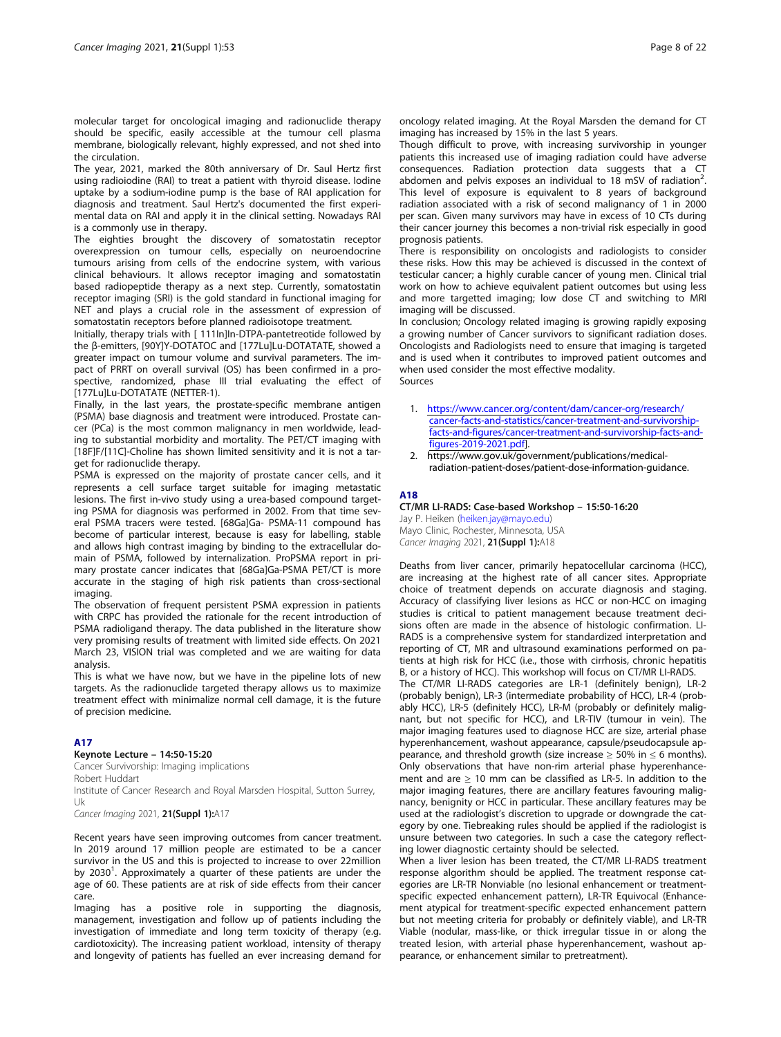molecular target for oncological imaging and radionuclide therapy should be specific, easily accessible at the tumour cell plasma membrane, biologically relevant, highly expressed, and not shed into the circulation.

The year, 2021, marked the 80th anniversary of Dr. Saul Hertz first using radioiodine (RAI) to treat a patient with thyroid disease. Iodine uptake by a sodium-iodine pump is the base of RAI application for diagnosis and treatment. Saul Hertz's documented the first experimental data on RAI and apply it in the clinical setting. Nowadays RAI is a commonly use in therapy.

The eighties brought the discovery of somatostatin receptor overexpression on tumour cells, especially on neuroendocrine tumours arising from cells of the endocrine system, with various clinical behaviours. It allows receptor imaging and somatostatin based radiopeptide therapy as a next step. Currently, somatostatin receptor imaging (SRI) is the gold standard in functional imaging for NET and plays a crucial role in the assessment of expression of somatostatin receptors before planned radioisotope treatment.

Initially, therapy trials with [ 111In]In-DTPA-pantetreotide followed by the β-emitters, [90Y]Y-DOTATOC and [177Lu]Lu-DOTATATE, showed a greater impact on tumour volume and survival parameters. The impact of PRRT on overall survival (OS) has been confirmed in a prospective, randomized, phase III trial evaluating the effect of [177Lu]Lu-DOTATATE (NETTER-1).

Finally, in the last years, the prostate-specific membrane antigen (PSMA) base diagnosis and treatment were introduced. Prostate cancer (PCa) is the most common malignancy in men worldwide, leading to substantial morbidity and mortality. The PET/CT imaging with [18F]F/[11C]-Choline has shown limited sensitivity and it is not a target for radionuclide therapy.

PSMA is expressed on the majority of prostate cancer cells, and it represents a cell surface target suitable for imaging metastatic lesions. The first in-vivo study using a urea-based compound targeting PSMA for diagnosis was performed in 2002. From that time several PSMA tracers were tested. [68Ga]Ga- PSMA-11 compound has become of particular interest, because is easy for labelling, stable and allows high contrast imaging by binding to the extracellular domain of PSMA, followed by internalization. ProPSMA report in primary prostate cancer indicates that [68Ga]Ga-PSMA PET/CT is more accurate in the staging of high risk patients than cross-sectional imaging.

The observation of frequent persistent PSMA expression in patients with CRPC has provided the rationale for the recent introduction of PSMA radioligand therapy. The data published in the literature show very promising results of treatment with limited side effects. On 2021 March 23, VISION trial was completed and we are waiting for data analysis.

This is what we have now, but we have in the pipeline lots of new targets. As the radionuclide targeted therapy allows us to maximize treatment effect with minimalize normal cell damage, it is the future of precision medicine.

## A17

### Keynote Lecture – 14:50-15:20

Cancer Survivorship: Imaging implications

Robert Huddart

Institute of Cancer Research and Royal Marsden Hospital, Sutton Surrey, Uk

*Cancer Imaging* 2021, **21(Suppl 1):**A17

Recent years have seen improving outcomes from cancer treatment. In 2019 around 17 million people are estimated to be a cancer survivor in the US and this is projected to increase to over 22million by 2030[1]. Approximately a quarter of these patients are under the age of 60. These patients are at risk of side effects from their cancer care.

Imaging has a positive role in supporting the diagnosis, management, investigation and follow up of patients including the investigation of immediate and long term toxicity of therapy (e.g. cardiotoxicity). The increasing patient workload, intensity of therapy and longevity of patients has fuelled an ever increasing demand for oncology related imaging. At the Royal Marsden the demand for CT imaging has increased by 15% in the last 5 years.

Though difficult to prove, with increasing survivorship in younger patients this increased use of imaging radiation could have adverse consequences. Radiation protection data suggests that a CT abdomen and pelvis exposes an individual to 18 mSV of radiation[2]. This level of exposure is equivalent to 8 years of background radiation associated with a risk of second malignancy of 1 in 2000 per scan. Given many survivors may have in excess of 10 CTs during their cancer journey this becomes a non-trivial risk especially in good prognosis patients.

There is responsibility on oncologists and radiologists to consider these risks. How this may be achieved is discussed in the context of testicular cancer; a highly curable cancer of young men. Clinical trial work on how to achieve equivalent patient outcomes but using less and more targetted imaging; low dose CT and switching to MRI imaging will be discussed.

In conclusion; Oncology related imaging is growing rapidly exposing a growing number of Cancer survivors to significant radiation doses. Oncologists and Radiologists need to ensure that imaging is targeted and is used when it contributes to improved patient outcomes and when used consider the most effective modality.

Sources

1. https://www.cancer.org/content/dam/cancer-org/research/cancer-facts-and-statistics/cancer-treatment-and-survivorship-facts-and-figures/cancer-treatment-and-survivorship-facts-and-figures-2019-2021.pdf].
2. https://www.gov.uk/government/publications/medical-radiation-patient-doses/patient-dose-information-guidance.

## A18

### CT/MR LI-RADS: Case-based Workshop – 15:50-16:20

Jay P. Heiken (heiken.jay@mayo.edu)

Mayo Clinic, Rochester, Minnesota, USA

*Cancer Imaging* 2021, **21(Suppl 1):**A18

Deaths from liver cancer, primarily hepatocellular carcinoma (HCC), are increasing at the highest rate of all cancer sites. Appropriate choice of treatment depends on accurate diagnosis and staging. Accuracy of classifying liver lesions as HCC or non-HCC on imaging studies is critical to patient management because treatment decisions often are made in the absence of histologic confirmation. LI-RADS is a comprehensive system for standardized interpretation and reporting of CT, MR and ultrasound examinations performed on patients at high risk for HCC (i.e., those with cirrhosis, chronic hepatitis B, or a history of HCC). This workshop will focus on CT/MR LI-RADS.

The CT/MR LI-RADS categories are LR-1 (definitely benign), LR-2 (probably benign), LR-3 (intermediate probability of HCC), LR-4 (probably HCC), LR-5 (definitely HCC), LR-M (probably or definitely malignant, but not specific for HCC), and LR-TIV (tumour in vein). The major imaging features used to diagnose HCC are size, arterial phase hyperenhancement, washout appearance, capsule/pseudocapsule appearance, and threshold growth (size increase $\geq$ 50% in $\leq$ 6 months). Only observations that have non-rim arterial phase hyperenhancement and are $\geq$ 10 mm can be classified as LR-5. In addition to the major imaging features, there are ancillary features favouring malignancy, benignity or HCC in particular. These ancillary features may be used at the radiologist's discretion to upgrade or downgrade the category by one. Tiebreaking rules should be applied if the radiologist is unsure between two categories. In such a case the category reflecting lower diagnostic certainty should be selected.

When a liver lesion has been treated, the CT/MR LI-RADS treatment response algorithm should be applied. The treatment response categories are LR-TR Nonviable (no lesional enhancement or treatment-specific expected enhancement pattern), LR-TR Equivocal (Enhancement atypical for treatment-specific expected enhancement pattern but not meeting criteria for probably or definitely viable), and LR-TR Viable (nodular, mass-like, or thick irregular tissue in or along the treated lesion, with arterial phase hyperenhancement, washout appearance, or enhancement similar to pretreatment).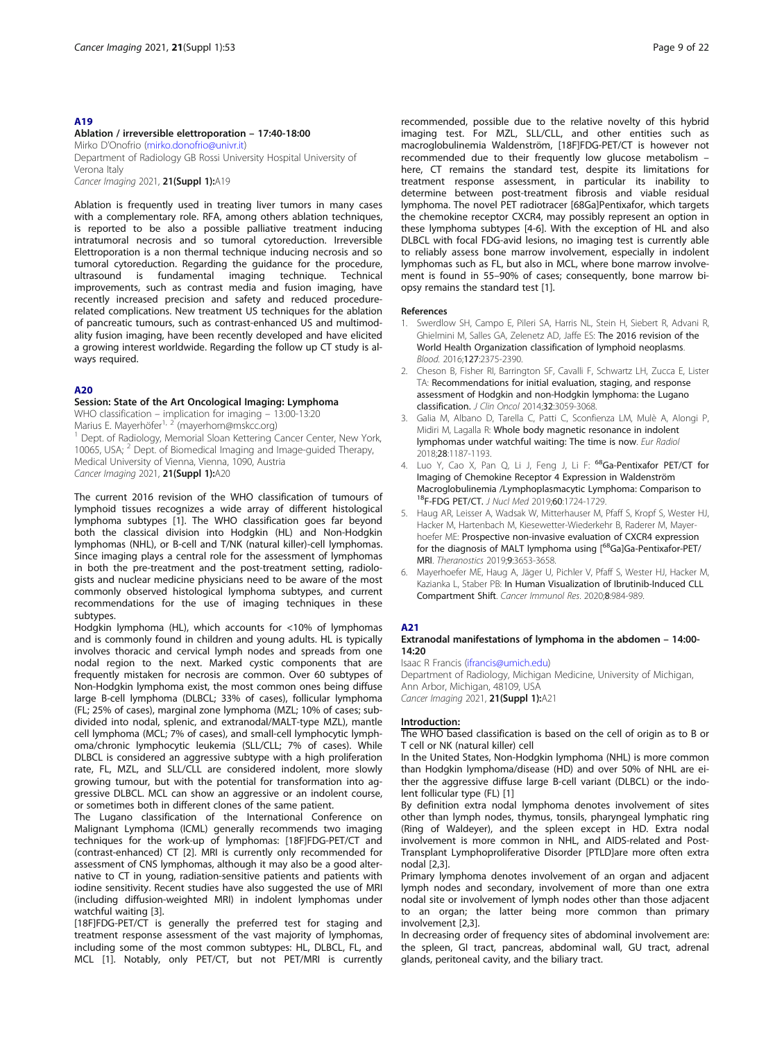## A19

### Ablation / irreversible elettroporation – 17:40-18:00

Mirko D'Onofrio (mirko.donofrio@univr.it)

Department of Radiology GB Rossi University Hospital University of Verona Italy

*Cancer Imaging* 2021, **21(Suppl 1):**A19

Ablation is frequently used in treating liver tumors in many cases with a complementary role. RFA, among others ablation techniques, is reported to be also a possible palliative treatment inducing intratumoral necrosis and so tumoral cytoreduction. Irreversible Elettroporation is a non thermal technique inducing necrosis and so tumoral cytoreduction. Regarding the guidance for the procedure, ultrasound is fundamental imaging technique. Technical improvements, such as contrast media and fusion imaging, have recently increased precision and safety and reduced procedure-related complications. New treatment US techniques for the ablation of pancreatic tumours, such as contrast-enhanced US and multimodality fusion imaging, have been recently developed and have elicited a growing interest worldwide. Regarding the follow up CT study is always required.

## A20

### Session: State of the Art Oncological Imaging: Lymphoma

WHO classification – implication for imaging – 13:00-13:20

Marius E. Mayerhöfer[1, 2] (mayerhom@mskcc.org)

[1] Dept. of Radiology, Memorial Sloan Kettering Cancer Center, New York, 10065, USA; [2] Dept. of Biomedical Imaging and Image-guided Therapy, Medical University of Vienna, Vienna, 1090, Austria

*Cancer Imaging* 2021, **21(Suppl 1):**A20

The current 2016 revision of the WHO classification of tumours of lymphoid tissues recognizes a wide array of different histological lymphoma subtypes [1]. The WHO classification goes far beyond both the classical division into Hodgkin (HL) and Non-Hodgkin lymphomas (NHL), or B-cell and T/NK (natural killer)-cell lymphomas. Since imaging plays a central role for the assessment of lymphomas in both the pre-treatment and the post-treatment setting, radiologists and nuclear medicine physicians need to be aware of the most commonly observed histological lymphoma subtypes, and current recommendations for the use of imaging techniques in these subtypes.

Hodgkin lymphoma (HL), which accounts for <10% of lymphomas and is commonly found in children and young adults. HL is typically involves thoracic and cervical lymph nodes and spreads from one nodal region to the next. Marked cystic components that are frequently mistaken for necrosis are common. Over 60 subtypes of Non-Hodgkin lymphoma exist, the most common ones being diffuse large B-cell lymphoma (DLBCL; 33% of cases), follicular lymphoma (FL; 25% of cases), marginal zone lymphoma (MZL; 10% of cases; subdivided into nodal, splenic, and extranodal/MALT-type MZL), mantle cell lymphoma (MCL; 7% of cases), and small-cell lymphocytic lymphoma/chronic lymphocytic leukemia (SLL/CLL; 7% of cases). While DLBCL is considered an aggressive subtype with a high proliferation rate, FL, MZL, and SLL/CLL are considered indolent, more slowly growing tumour, but with the potential for transformation into aggressive DLBCL. MCL can show an aggressive or an indolent course, or sometimes both in different clones of the same patient.

The Lugano classification of the International Conference on Malignant Lymphoma (ICML) generally recommends two imaging techniques for the work-up of lymphomas: [18F]FDG-PET/CT and (contrast-enhanced) CT [2]. MRI is currently only recommended for assessment of CNS lymphomas, although it may also be a good alternative to CT in young, radiation-sensitive patients and patients with iodine sensitivity. Recent studies have also suggested the use of MRI (including diffusion-weighted MRI) in indolent lymphomas under watchful waiting [3].

[18F]FDG-PET/CT is generally the preferred test for staging and treatment response assessment of the vast majority of lymphomas, including some of the most common subtypes: HL, DLBCL, FL, and MCL [1]. Notably, only PET/CT, but not PET/MRI is currently recommended, possible due to the relative novelty of this hybrid imaging test. For MZL, SLL/CLL, and other entities such as macroglobulinemia Waldenström, [18F]FDG-PET/CT is however not recommended due to their frequently low glucose metabolism – here, CT remains the standard test, despite its limitations for treatment response assessment, in particular its inability to determine between post-treatment fibrosis and viable residual lymphoma. The novel PET radiotracer [68Ga]Pentixafor, which targets the chemokine receptor CXCR4, may possibly represent an option in these lymphoma subtypes [4-6]. With the exception of HL and also DLBCL with focal FDG-avid lesions, no imaging test is currently able to reliably assess bone marrow involvement, especially in indolent lymphomas such as FL, but also in MCL, where bone marrow involvement is found in 55–90% of cases; consequently, bone marrow biopsy remains the standard test [1].

#### References

1. Swerdlow SH, Campo E, Pileri SA, Harris NL, Stein H, Siebert R, Advani R, Ghielmini M, Salles GA, Zelenetz AD, Jaffe ES: **The 2016 revision of the World Health Organization classification of lymphoid neoplasms**. *Blood.* 2016;**127**:2375-2390.
2. Cheson B, Fisher RI, Barrington SF, Cavalli F, Schwartz LH, Zucca E, Lister TA: **Recommendations for initial evaluation, staging, and response assessment of Hodgkin and non-Hodgkin lymphoma: the Lugano classification.** *J Clin Oncol* 2014;**32**:3059-3068.
3. Galia M, Albano D, Tarella C, Patti C, Sconfienza LM, Mulè A, Alongi P, Midiri M, Lagalla R: **Whole body magnetic resonance in indolent lymphomas under watchful waiting: The time is now**. *Eur Radiol* 2018;**28**:1187-1193.
4. Luo Y, Cao X, Pan Q, Li J, Feng J, Li F: **$^{68}$Ga-Pentixafor PET/CT for Imaging of Chemokine Receptor 4 Expression in Waldenström Macroglobulinemia /Lymphoplasmacytic Lymphoma: Comparison to $^{18}$F-FDG PET/CT.** *J Nucl Med* 2019;**60**:1724-1729.
5. Haug AR, Leisser A, Wadsak W, Mitterhauser M, Pfaff S, Kropf S, Wester HJ, Hacker M, Hartenbach M, Kiesewetter-Wiederkehr B, Raderer M, Mayerhoefer ME: **Prospective non-invasive evaluation of CXCR4 expression for the diagnosis of MALT lymphoma using [$^{68}$Ga]Ga-Pentixafor-PET/MRI**. *Theranostics* 2019;**9**:3653-3658.
6. Mayerhoefer ME, Haug A, Jäger U, Pichler V, Pfaff S, Wester HJ, Hacker M, Kazianka L, Staber PB: **In Human Visualization of Ibrutinib-Induced CLL Compartment Shift**. *Cancer Immunol Res*. 2020;**8**:984-989.

## A21

### Extranodal manifestations of lymphoma in the abdomen – 14:00-14:20

Isaac R Francis (ifrancis@umich.edu)

Department of Radiology, Michigan Medicine, University of Michigan, Ann Arbor, Michigan, 48109, USA

*Cancer Imaging* 2021, **21(Suppl 1):**A21

#### Introduction:

The WHO based classification is based on the cell of origin as to B or T cell or NK (natural killer) cell

In the United States, Non-Hodgkin lymphoma (NHL) is more common than Hodgkin lymphoma/disease (HD) and over 50% of NHL are either the aggressive diffuse large B-cell variant (DLBCL) or the indolent follicular type (FL) [1]

By definition extra nodal lymphoma denotes involvement of sites other than lymph nodes, thymus, tonsils, pharyngeal lymphatic ring (Ring of Waldeyer), and the spleen except in HD. Extra nodal involvement is more common in NHL, and AIDS-related and Post-Transplant Lymphoproliferative Disorder [PTLD]are more often extra nodal [2,3].

Primary lymphoma denotes involvement of an organ and adjacent lymph nodes and secondary, involvement of more than one extra nodal site or involvement of lymph nodes other than those adjacent to an organ; the latter being more common than primary involvement [2,3].

In decreasing order of frequency sites of abdominal involvement are: the spleen, GI tract, pancreas, abdominal wall, GU tract, adrenal glands, peritoneal cavity, and the biliary tract.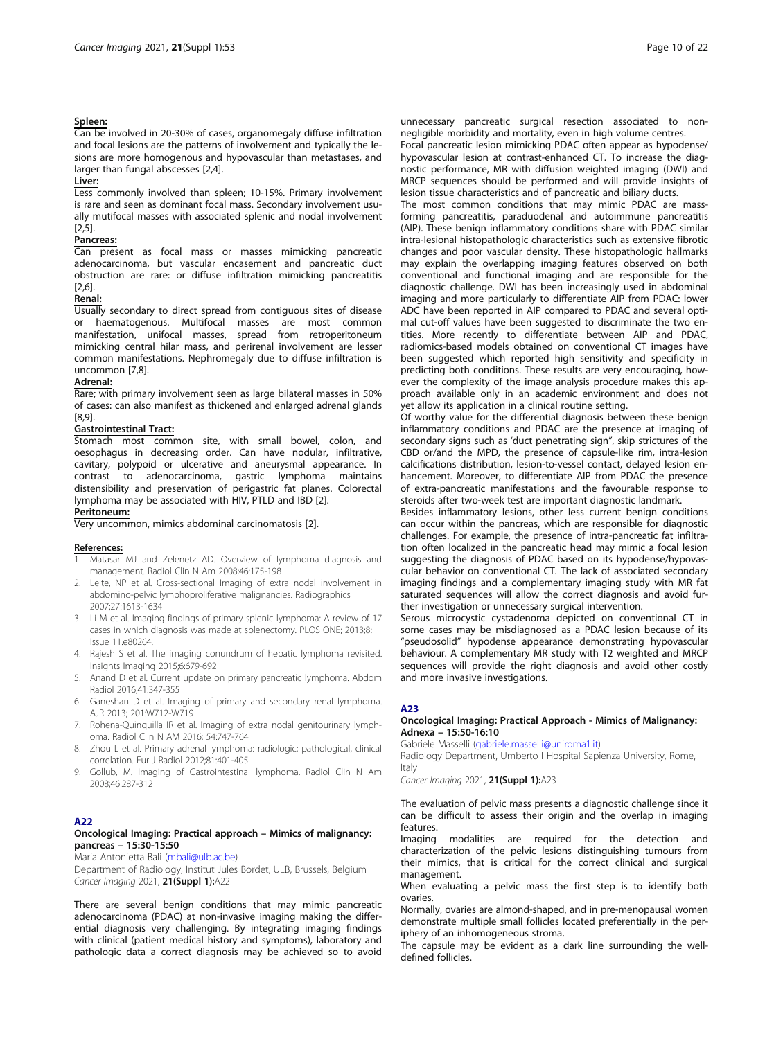**Spleen:**

Can be involved in 20-30% of cases, organomegaly diffuse infiltration and focal lesions are the patterns of involvement and typically the lesions are more homogenous and hypovascular than metastases, and larger than fungal abscesses [2,4].

**Liver:**

Less commonly involved than spleen; 10-15%. Primary involvement is rare and seen as dominant focal mass. Secondary involvement usually mutifocal masses with associated splenic and nodal involvement [2,5].

**Pancreas:**

Can present as focal mass or masses mimicking pancreatic adenocarcinoma, but vascular encasement and pancreatic duct obstruction are rare: or diffuse infiltration mimicking pancreatitis [2,6].

**Renal:**

Usually secondary to direct spread from contiguous sites of disease or haematogenous. Multifocal masses are most common manifestation, unifocal masses, spread from retroperitoneum mimicking central hilar mass, and perirenal involvement are lesser common manifestations. Nephromegaly due to diffuse infiltration is uncommon [7,8].

**Adrenal:**

Rare; with primary involvement seen as large bilateral masses in 50% of cases: can also manifest as thickened and enlarged adrenal glands [8,9].

**Gastrointestinal Tract:**

Stomach most common site, with small bowel, colon, and oesophagus in decreasing order. Can have nodular, infiltrative, cavitary, polypoid or ulcerative and aneurysmal appearance. In contrast to adenocarcinoma, gastric lymphoma maintains distensibility and preservation of perigastric fat planes. Colorectal lymphoma may be associated with HIV, PTLD and IBD [2].

**Peritoneum:**

Very uncommon, mimics abdominal carcinomatosis [2].

**References:**

1. Matasar MJ and Zelenetz AD. Overview of lymphoma diagnosis and management. Radiol Clin N Am 2008;46:175-198
2. Leite, NP et al. Cross-sectional Imaging of extra nodal involvement in abdomino-pelvic lymphoproliferative malignancies. Radiographics 2007;27:1613-1634
3. Li M et al. Imaging findings of primary splenic lymphoma: A review of 17 cases in which diagnosis was made at splenectomy. PLOS ONE; 2013;8: Issue 11.e80264.
4. Rajesh S et al. The imaging conundrum of hepatic lymphoma revisited. Insights Imaging 2015;6:679-692
5. Anand D et al. Current update on primary pancreatic lymphoma. Abdom Radiol 2016;41:347-355
6. Ganeshan D et al. Imaging of primary and secondary renal lymphoma. AJR 2013; 201:W712-W719
7. Rohena-Quinquilla IR et al. Imaging of extra nodal genitourinary lymphoma. Radiol Clin N AM 2016; 54:747-764
8. Zhou L et al. Primary adrenal lymphoma: radiologic; pathological, clinical correlation. Eur J Radiol 2012;81:401-405
9. Gollub, M. Imaging of Gastrointestinal lymphoma. Radiol Clin N Am 2008;46:287-312

## A22

### Oncological Imaging: Practical approach – Mimics of malignancy: pancreas – 15:30-15:50

Maria Antonietta Bali (mbali@ulb.ac.be)

Department of Radiology, Institut Jules Bordet, ULB, Brussels, Belgium

*Cancer Imaging* 2021, **21(Suppl 1):**A22

There are several benign conditions that may mimic pancreatic adenocarcinoma (PDAC) at non-invasive imaging making the differential diagnosis very challenging. By integrating imaging findings with clinical (patient medical history and symptoms), laboratory and pathologic data a correct diagnosis may be achieved so to avoid unnecessary pancreatic surgical resection associated to non-negligible morbidity and mortality, even in high volume centres.

Focal pancreatic lesion mimicking PDAC often appear as hypodense/hypovascular lesion at contrast-enhanced CT. To increase the diagnostic performance, MR with diffusion weighted imaging (DWI) and MRCP sequences should be performed and will provide insights of lesion tissue characteristics and of pancreatic and biliary ducts.

The most common conditions that may mimic PDAC are mass-forming pancreatitis, paraduodenal and autoimmune pancreatitis (AIP). These benign inflammatory conditions share with PDAC similar intra-lesional histopathologic characteristics such as extensive fibrotic changes and poor vascular density. These histopathologic hallmarks may explain the overlapping imaging features observed on both conventional and functional imaging and are responsible for the diagnostic challenge. DWI has been increasingly used in abdominal imaging and more particularly to differentiate AIP from PDAC: lower ADC have been reported in AIP compared to PDAC and several optimal cut-off values have been suggested to discriminate the two entities. More recently to differentiate between AIP and PDAC, radiomics-based models obtained on conventional CT images have been suggested which reported high sensitivity and specificity in predicting both conditions. These results are very encouraging, however the complexity of the image analysis procedure makes this approach available only in an academic environment and does not yet allow its application in a clinical routine setting.

Of worthy value for the differential diagnosis between these benign inflammatory conditions and PDAC are the presence at imaging of secondary signs such as 'duct penetrating sign", skip strictures of the CBD or/and the MPD, the presence of capsule-like rim, intra-lesion calcifications distribution, lesion-to-vessel contact, delayed lesion enhancement. Moreover, to differentiate AIP from PDAC the presence of extra-pancreatic manifestations and the favourable response to steroids after two-week test are important diagnostic landmark.

Besides inflammatory lesions, other less current benign conditions can occur within the pancreas, which are responsible for diagnostic challenges. For example, the presence of intra-pancreatic fat infiltration often localized in the pancreatic head may mimic a focal lesion suggesting the diagnosis of PDAC based on its hypodense/hypovascular behavior on conventional CT. The lack of associated secondary imaging findings and a complementary imaging study with MR fat saturated sequences will allow the correct diagnosis and avoid further investigation or unnecessary surgical intervention.

Serous microcystic cystadenoma depicted on conventional CT in some cases may be misdiagnosed as a PDAC lesion because of its "pseudosolid" hypodense appearance demonstrating hypovascular behaviour. A complementary MR study with T2 weighted and MRCP sequences will provide the right diagnosis and avoid other costly and more invasive investigations.

## A23

### Oncological Imaging: Practical Approach - Mimics of Malignancy: Adnexa – 15:50-16:10

Gabriele Masselli (gabriele.masselli@uniroma1.it)

Radiology Department, Umberto I Hospital Sapienza University, Rome, Italy

*Cancer Imaging* 2021, **21(Suppl 1):**A23

The evaluation of pelvic mass presents a diagnostic challenge since it can be difficult to assess their origin and the overlap in imaging features.

Imaging modalities are required for the detection and characterization of the pelvic lesions distinguishing tumours from their mimics, that is critical for the correct clinical and surgical management.

When evaluating a pelvic mass the first step is to identify both ovaries.

Normally, ovaries are almond-shaped, and in pre-menopausal women demonstrate multiple small follicles located preferentially in the periphery of an inhomogeneous stroma.

The capsule may be evident as a dark line surrounding the well-defined follicles.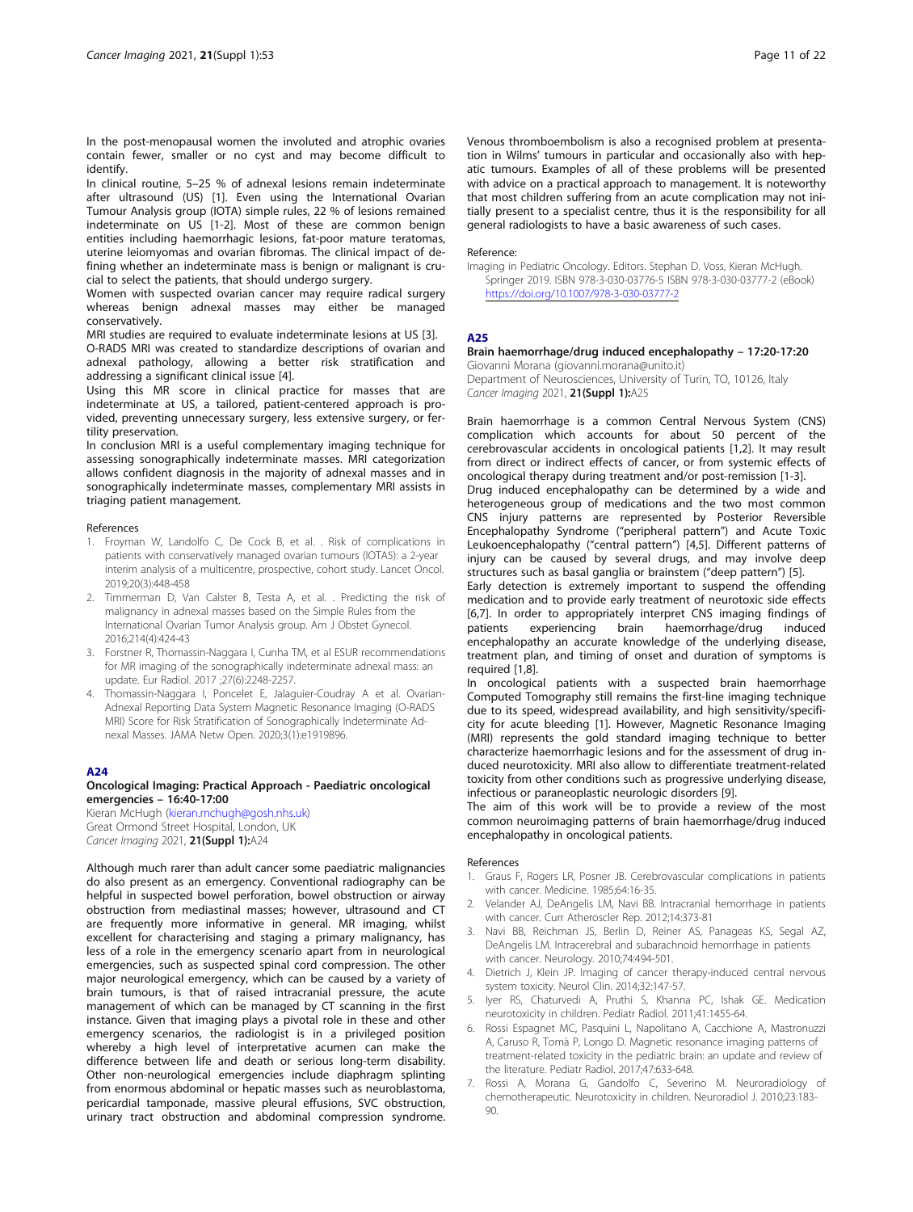In the post-menopausal women the involuted and atrophic ovaries contain fewer, smaller or no cyst and may become difficult to identify.

In clinical routine, 5–25 % of adnexal lesions remain indeterminate after ultrasound (US) [1]. Even using the International Ovarian Tumour Analysis group (IOTA) simple rules, 22 % of lesions remained indeterminate on US [1-2]. Most of these are common benign entities including haemorrhagic lesions, fat-poor mature teratomas, uterine leiomyomas and ovarian fibromas. The clinical impact of defining whether an indeterminate mass is benign or malignant is crucial to select the patients, that should undergo surgery.

Women with suspected ovarian cancer may require radical surgery whereas benign adnexal masses may either be managed conservatively.

MRI studies are required to evaluate indeterminate lesions at US [3].

O-RADS MRI was created to standardize descriptions of ovarian and adnexal pathology, allowing a better risk stratification and addressing a significant clinical issue [4].

Using this MR score in clinical practice for masses that are indeterminate at US, a tailored, patient-centered approach is provided, preventing unnecessary surgery, less extensive surgery, or fertility preservation.

In conclusion MRI is a useful complementary imaging technique for assessing sonographically indeterminate masses. MRI categorization allows confident diagnosis in the majority of adnexal masses and in sonographically indeterminate masses, complementary MRI assists in triaging patient management.

References

1. Froyman W, Landolfo C, De Cock B, et al. . Risk of complications in patients with conservatively managed ovarian tumours (IOTA5): a 2-year interim analysis of a multicentre, prospective, cohort study. Lancet Oncol. 2019;20(3):448-458
2. Timmerman D, Van Calster B, Testa A, et al. . Predicting the risk of malignancy in adnexal masses based on the Simple Rules from the International Ovarian Tumor Analysis group. Am J Obstet Gynecol. 2016;214(4):424-43
3. Forstner R, Thomassin-Naggara I, Cunha TM, et al ESUR recommendations for MR imaging of the sonographically indeterminate adnexal mass: an update. Eur Radiol. 2017 ;27(6):2248-2257.
4. Thomassin-Naggara I, Poncelet E, Jalaguier-Coudray A et al. Ovarian-Adnexal Reporting Data System Magnetic Resonance Imaging (O-RADS MRI) Score for Risk Stratification of Sonographically Indeterminate Adnexal Masses. JAMA Netw Open. 2020;3(1):e1919896.

## A24

### Oncological Imaging: Practical Approach - Paediatric oncological emergencies – 16:40-17:00

Kieran McHugh (kieran.mchugh@gosh.nhs.uk)
Great Ormond Street Hospital, London, UK
*Cancer Imaging* 2021, **21(Suppl 1):**A24

Although much rarer than adult cancer some paediatric malignancies do also present as an emergency. Conventional radiography can be helpful in suspected bowel perforation, bowel obstruction or airway obstruction from mediastinal masses; however, ultrasound and CT are frequently more informative in general. MR imaging, whilst excellent for characterising and staging a primary malignancy, has less of a role in the emergency scenario apart from in neurological emergencies, such as suspected spinal cord compression. The other major neurological emergency, which can be caused by a variety of brain tumours, is that of raised intracranial pressure, the acute management of which can be managed by CT scanning in the first instance. Given that imaging plays a pivotal role in these and other emergency scenarios, the radiologist is in a privileged position whereby a high level of interpretative acumen can make the difference between life and death or serious long-term disability. Other non-neurological emergencies include diaphragm splinting from enormous abdominal or hepatic masses such as neuroblastoma, pericardial tamponade, massive pleural effusions, SVC obstruction, urinary tract obstruction and abdominal compression syndrome. Venous thromboembolism is also a recognised problem at presentation in Wilms' tumours in particular and occasionally also with hepatic tumours. Examples of all of these problems will be presented with advice on a practical approach to management. It is noteworthy that most children suffering from an acute complication may not initially present to a specialist centre, thus it is the responsibility for all general radiologists to have a basic awareness of such cases.

Reference:

Imaging in Pediatric Oncology. Editors. Stephan D. Voss, Kieran McHugh. Springer 2019. ISBN 978-3-030-03776-5 ISBN 978-3-030-03777-2 (eBook) https://doi.org/10.1007/978-3-030-03777-2

## A25

### Brain haemorrhage/drug induced encephalopathy – 17:20-17:20

Giovanni Morana (giovanni.morana@unito.it)
Department of Neurosciences, University of Turin, TO, 10126, Italy
*Cancer Imaging* 2021, **21(Suppl 1):**A25

Brain haemorrhage is a common Central Nervous System (CNS) complication which accounts for about 50 percent of the cerebrovascular accidents in oncological patients [1,2]. It may result from direct or indirect effects of cancer, or from systemic effects of oncological therapy during treatment and/or post-remission [1-3].

Drug induced encephalopathy can be determined by a wide and heterogeneous group of medications and the two most common CNS injury patterns are represented by Posterior Reversible Encephalopathy Syndrome ("peripheral pattern") and Acute Toxic Leukoencephalopathy ("central pattern") [4,5]. Different patterns of injury can be caused by several drugs, and may involve deep structures such as basal ganglia or brainstem ("deep pattern") [5].

Early detection is extremely important to suspend the offending medication and to provide early treatment of neurotoxic side effects [6,7]. In order to appropriately interpret CNS imaging findings of patients experiencing brain haemorrhage/drug induced encephalopathy an accurate knowledge of the underlying disease, treatment plan, and timing of onset and duration of symptoms is required [1,8].

In oncological patients with a suspected brain haemorrhage Computed Tomography still remains the first-line imaging technique due to its speed, widespread availability, and high sensitivity/specificity for acute bleeding [1]. However, Magnetic Resonance Imaging (MRI) represents the gold standard imaging technique to better characterize haemorrhagic lesions and for the assessment of drug induced neurotoxicity. MRI also allow to differentiate treatment-related toxicity from other conditions such as progressive underlying disease, infectious or paraneoplastic neurologic disorders [9].

The aim of this work will be to provide a review of the most common neuroimaging patterns of brain haemorrhage/drug induced encephalopathy in oncological patients.

References

1. Graus F, Rogers LR, Posner JB. Cerebrovascular complications in patients with cancer. Medicine. 1985;64:16-35.
2. Velander AJ, DeAngelis LM, Navi BB. Intracranial hemorrhage in patients with cancer. Curr Atheroscler Rep. 2012;14:373-81
3. Navi BB, Reichman JS, Berlin D, Reiner AS, Panageas KS, Segal AZ, DeAngelis LM. Intracerebral and subarachnoid hemorrhage in patients with cancer. Neurology. 2010;74:494-501.
4. Dietrich J, Klein JP. Imaging of cancer therapy-induced central nervous system toxicity. Neurol Clin. 2014;32:147-57.
5. Iyer RS, Chaturvedi A, Pruthi S, Khanna PC, Ishak GE. Medication neurotoxicity in children. Pediatr Radiol. 2011;41:1455-64.
6. Rossi Espagnet MC, Pasquini L, Napolitano A, Cacchione A, Mastronuzzi A, Caruso R, Tomà P, Longo D. Magnetic resonance imaging patterns of treatment-related toxicity in the pediatric brain: an update and review of the literature. Pediatr Radiol. 2017;47:633-648.
7. Rossi A, Morana G, Gandolfo C, Severino M. Neuroradiology of chemotherapeutic. Neurotoxicity in children. Neuroradiol J. 2010;23:183-90.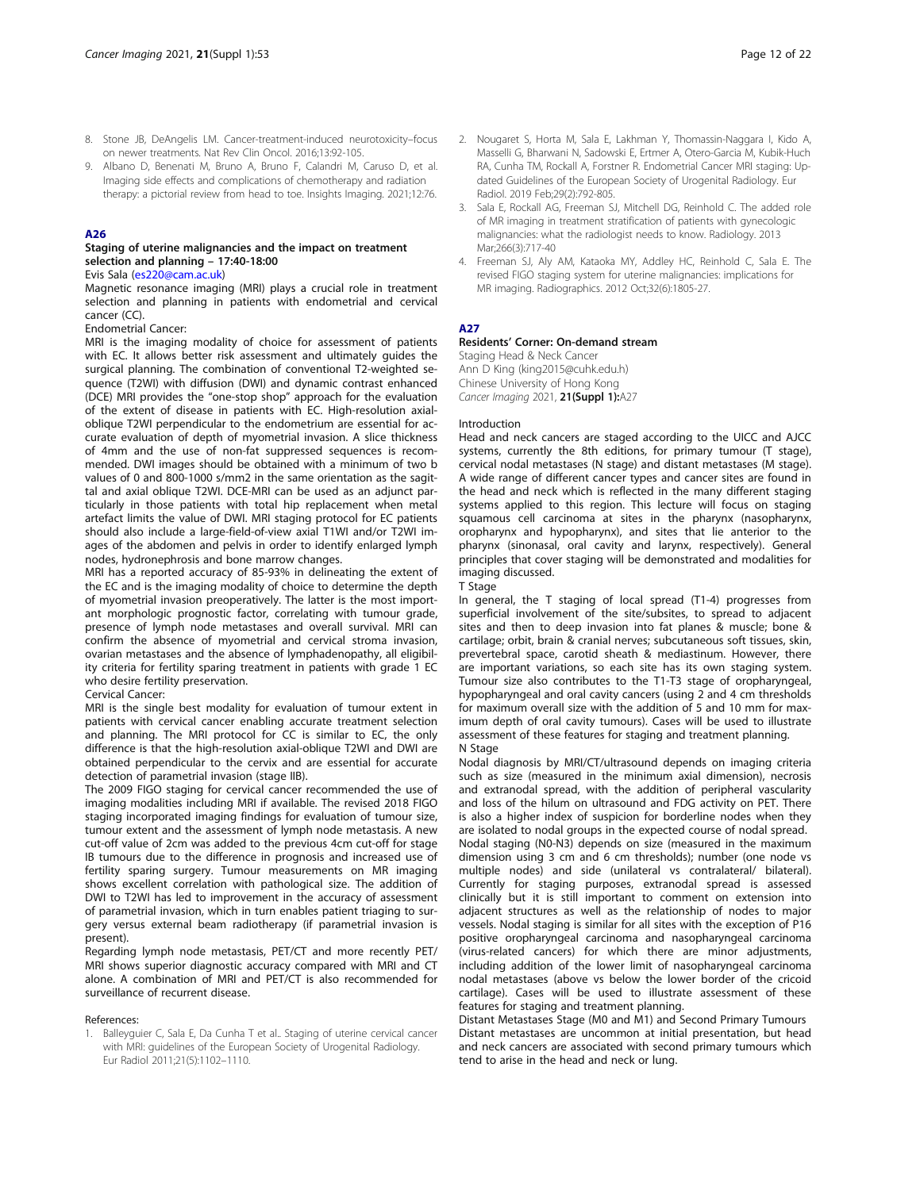8. Stone JB, DeAngelis LM. Cancer-treatment-induced neurotoxicity–focus on newer treatments. Nat Rev Clin Oncol. 2016;13:92-105.
9. Albano D, Benenati M, Bruno A, Bruno F, Calandri M, Caruso D, et al. Imaging side effects and complications of chemotherapy and radiation therapy: a pictorial review from head to toe. Insights Imaging. 2021;12:76.

## A26

### Staging of uterine malignancies and the impact on treatment selection and planning – 17:40-18:00

Evis Sala (es220@cam.ac.uk)

Magnetic resonance imaging (MRI) plays a crucial role in treatment selection and planning in patients with endometrial and cervical cancer (CC).

Endometrial Cancer:

MRI is the imaging modality of choice for assessment of patients with EC. It allows better risk assessment and ultimately guides the surgical planning. The combination of conventional T2-weighted sequence (T2WI) with diffusion (DWI) and dynamic contrast enhanced (DCE) MRI provides the "one-stop shop" approach for the evaluation of the extent of disease in patients with EC. High-resolution axial-oblique T2WI perpendicular to the endometrium are essential for accurate evaluation of depth of myometrial invasion. A slice thickness of 4mm and the use of non-fat suppressed sequences is recommended. DWI images should be obtained with a minimum of two b values of 0 and 800-1000 s/mm2 in the same orientation as the sagittal and axial oblique T2WI. DCE-MRI can be used as an adjunct particularly in those patients with total hip replacement when metal artefact limits the value of DWI. MRI staging protocol for EC patients should also include a large-field-of-view axial T1WI and/or T2WI images of the abdomen and pelvis in order to identify enlarged lymph nodes, hydronephrosis and bone marrow changes.

MRI has a reported accuracy of 85-93% in delineating the extent of the EC and is the imaging modality of choice to determine the depth of myometrial invasion preoperatively. The latter is the most important morphologic prognostic factor, correlating with tumour grade, presence of lymph node metastases and overall survival. MRI can confirm the absence of myometrial and cervical stroma invasion, ovarian metastases and the absence of lymphadenopathy, all eligibility criteria for fertility sparing treatment in patients with grade 1 EC who desire fertility preservation.

Cervical Cancer:

MRI is the single best modality for evaluation of tumour extent in patients with cervical cancer enabling accurate treatment selection and planning. The MRI protocol for CC is similar to EC, the only difference is that the high-resolution axial-oblique T2WI and DWI are obtained perpendicular to the cervix and are essential for accurate detection of parametrial invasion (stage IIB).

The 2009 FIGO staging for cervical cancer recommended the use of imaging modalities including MRI if available. The revised 2018 FIGO staging incorporated imaging findings for evaluation of tumour size, tumour extent and the assessment of lymph node metastasis. A new cut-off value of 2cm was added to the previous 4cm cut-off for stage IB tumours due to the difference in prognosis and increased use of fertility sparing surgery. Tumour measurements on MR imaging shows excellent correlation with pathological size. The addition of DWI to T2WI has led to improvement in the accuracy of assessment of parametrial invasion, which in turn enables patient triaging to surgery versus external beam radiotherapy (if parametrial invasion is present).

Regarding lymph node metastasis, PET/CT and more recently PET/MRI shows superior diagnostic accuracy compared with MRI and CT alone. A combination of MRI and PET/CT is also recommended for surveillance of recurrent disease.

References:

1. Balleyguier C, Sala E, Da Cunha T et al.. Staging of uterine cervical cancer with MRI: guidelines of the European Society of Urogenital Radiology. Eur Radiol 2011;21(5):1102–1110.
2. Nougaret S, Horta M, Sala E, Lakhman Y, Thomassin-Naggara I, Kido A, Masselli G, Bharwani N, Sadowski E, Ertmer A, Otero-Garcia M, Kubik-Huch RA, Cunha TM, Rockall A, Forstner R. Endometrial Cancer MRI staging: Updated Guidelines of the European Society of Urogenital Radiology. Eur Radiol. 2019 Feb;29(2):792-805.
3. Sala E, Rockall AG, Freeman SJ, Mitchell DG, Reinhold C. The added role of MR imaging in treatment stratification of patients with gynecologic malignancies: what the radiologist needs to know. Radiology. 2013 Mar;266(3):717-40
4. Freeman SJ, Aly AM, Kataoka MY, Addley HC, Reinhold C, Sala E. The revised FIGO staging system for uterine malignancies: implications for MR imaging. Radiographics. 2012 Oct;32(6):1805-27.

## A27

### Residents' Corner: On-demand stream

Staging Head & Neck Cancer
Ann D King (king2015@cuhk.edu.h)
Chinese University of Hong Kong
*Cancer Imaging* 2021, **21(Suppl 1):**A27

Introduction

Head and neck cancers are staged according to the UICC and AJCC systems, currently the 8th editions, for primary tumour (T stage), cervical nodal metastases (N stage) and distant metastases (M stage). A wide range of different cancer types and cancer sites are found in the head and neck which is reflected in the many different staging systems applied to this region. This lecture will focus on staging squamous cell carcinoma at sites in the pharynx (nasopharynx, oropharynx and hypopharynx), and sites that lie anterior to the pharynx (sinonasal, oral cavity and larynx, respectively). General principles that cover staging will be demonstrated and modalities for imaging discussed.

T Stage

In general, the T staging of local spread (T1-4) progresses from superficial involvement of the site/subsites, to spread to adjacent sites and then to deep invasion into fat planes & muscle; bone & cartilage; orbit, brain & cranial nerves; subcutaneous soft tissues, skin, prevertebral space, carotid sheath & mediastinum. However, there are important variations, so each site has its own staging system. Tumour size also contributes to the T1-T3 stage of oropharyngeal, hypopharyngeal and oral cavity cancers (using 2 and 4 cm thresholds for maximum overall size with the addition of 5 and 10 mm for maximum depth of oral cavity tumours). Cases will be used to illustrate assessment of these features for staging and treatment planning.

N Stage

Nodal diagnosis by MRI/CT/ultrasound depends on imaging criteria such as size (measured in the minimum axial dimension), necrosis and extranodal spread, with the addition of peripheral vascularity and loss of the hilum on ultrasound and FDG activity on PET. There is also a higher index of suspicion for borderline nodes when they are isolated to nodal groups in the expected course of nodal spread. Nodal staging (N0-N3) depends on size (measured in the maximum dimension using 3 cm and 6 cm thresholds); number (one node vs multiple nodes) and side (unilateral vs contralateral/ bilateral). Currently for staging purposes, extranodal spread is assessed clinically but it is still important to comment on extension into adjacent structures as well as the relationship of nodes to major vessels. Nodal staging is similar for all sites with the exception of P16 positive oropharyngeal carcinoma and nasopharyngeal carcinoma (virus-related cancers) for which there are minor adjustments, including addition of the lower limit of nasopharyngeal carcinoma nodal metastases (above vs below the lower border of the cricoid cartilage). Cases will be used to illustrate assessment of these features for staging and treatment planning.

Distant Metastases Stage (M0 and M1) and Second Primary Tumours

Distant metastases are uncommon at initial presentation, but head and neck cancers are associated with second primary tumours which tend to arise in the head and neck or lung.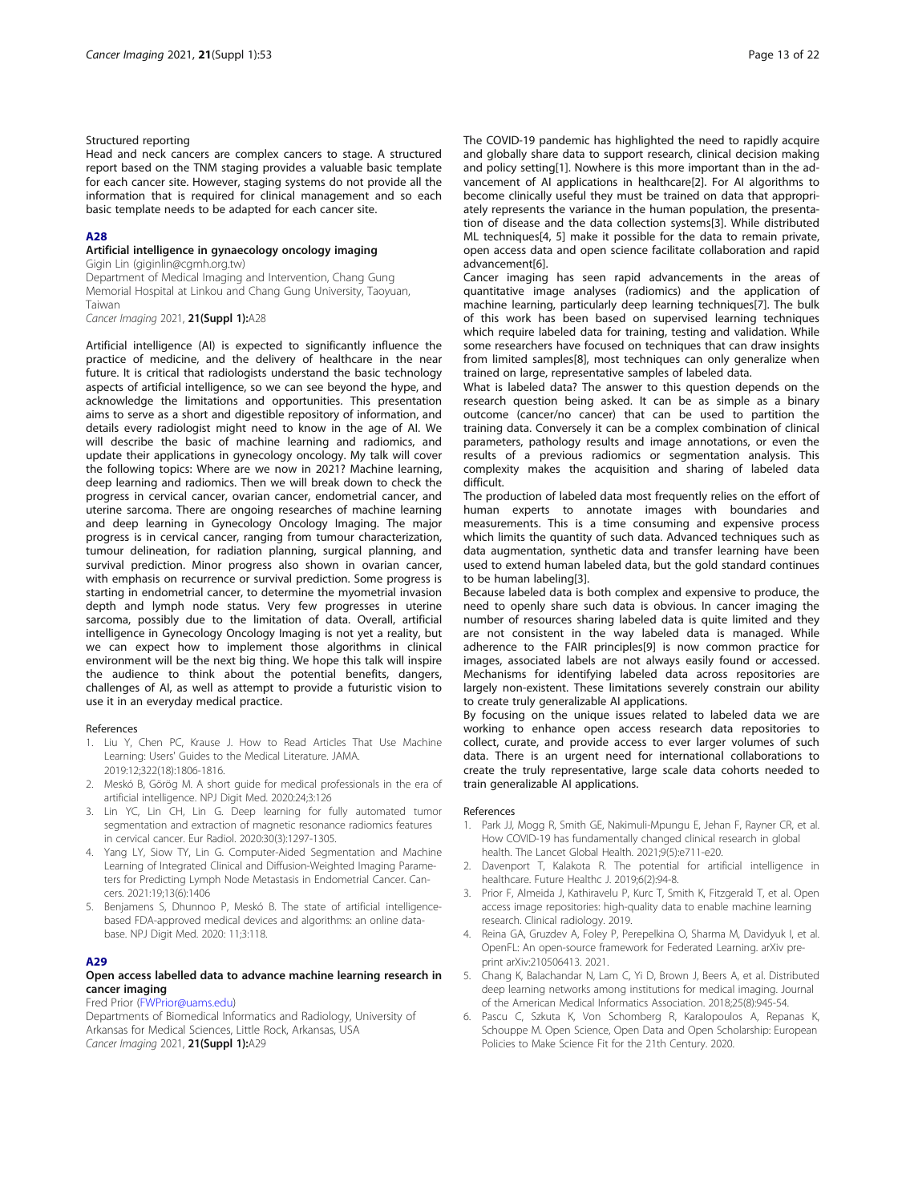Structured reporting

Head and neck cancers are complex cancers to stage. A structured report based on the TNM staging provides a valuable basic template for each cancer site. However, staging systems do not provide all the information that is required for clinical management and so each basic template needs to be adapted for each cancer site.

## A28

### Artificial intelligence in gynaecology oncology imaging

Gigin Lin (giginlin@cgmh.org.tw)

Department of Medical Imaging and Intervention, Chang Gung Memorial Hospital at Linkou and Chang Gung University, Taoyuan, Taiwan

*Cancer Imaging* 2021, **21(Suppl 1):**A28

Artificial intelligence (AI) is expected to significantly influence the practice of medicine, and the delivery of healthcare in the near future. It is critical that radiologists understand the basic technology aspects of artificial intelligence, so we can see beyond the hype, and acknowledge the limitations and opportunities. This presentation aims to serve as a short and digestible repository of information, and details every radiologist might need to know in the age of AI. We will describe the basic of machine learning and radiomics, and update their applications in gynecology oncology. My talk will cover the following topics: Where are we now in 2021? Machine learning, deep learning and radiomics. Then we will break down to check the progress in cervical cancer, ovarian cancer, endometrial cancer, and uterine sarcoma. There are ongoing researches of machine learning and deep learning in Gynecology Oncology Imaging. The major progress is in cervical cancer, ranging from tumour characterization, tumour delineation, for radiation planning, surgical planning, and survival prediction. Minor progress also shown in ovarian cancer, with emphasis on recurrence or survival prediction. Some progress is starting in endometrial cancer, to determine the myometrial invasion depth and lymph node status. Very few progresses in uterine sarcoma, possibly due to the limitation of data. Overall, artificial intelligence in Gynecology Oncology Imaging is not yet a reality, but we can expect how to implement those algorithms in clinical environment will be the next big thing. We hope this talk will inspire the audience to think about the potential benefits, dangers, challenges of AI, as well as attempt to provide a futuristic vision to use it in an everyday medical practice.

References

1. Liu Y, Chen PC, Krause J. How to Read Articles That Use Machine Learning: Users' Guides to the Medical Literature. JAMA. 2019:12;322(18):1806-1816.
2. Meskó B, Görög M. A short guide for medical professionals in the era of artificial intelligence. NPJ Digit Med. 2020:24;3:126
3. Lin YC, Lin CH, Lin G. Deep learning for fully automated tumor segmentation and extraction of magnetic resonance radiomics features in cervical cancer. Eur Radiol. 2020:30(3):1297-1305.
4. Yang LY, Siow TY, Lin G. Computer-Aided Segmentation and Machine Learning of Integrated Clinical and Diffusion-Weighted Imaging Parameters for Predicting Lymph Node Metastasis in Endometrial Cancer. Cancers. 2021:19;13(6):1406
5. Benjamens S, Dhunnoo P, Meskó B. The state of artificial intelligence-based FDA-approved medical devices and algorithms: an online database. NPJ Digit Med. 2020: 11;3:118.

## A29

### Open access labelled data to advance machine learning research in cancer imaging

Fred Prior (FWPrior@uams.edu)

Departments of Biomedical Informatics and Radiology, University of Arkansas for Medical Sciences, Little Rock, Arkansas, USA

*Cancer Imaging* 2021, **21(Suppl 1):**A29

The COVID-19 pandemic has highlighted the need to rapidly acquire and globally share data to support research, clinical decision making and policy setting[1]. Nowhere is this more important than in the advancement of AI applications in healthcare[2]. For AI algorithms to become clinically useful they must be trained on data that appropriately represents the variance in the human population, the presentation of disease and the data collection systems[3]. While distributed ML techniques[4, 5] make it possible for the data to remain private, open access data and open science facilitate collaboration and rapid advancement[6].

Cancer imaging has seen rapid advancements in the areas of quantitative image analyses (radiomics) and the application of machine learning, particularly deep learning techniques[7]. The bulk of this work has been based on supervised learning techniques which require labeled data for training, testing and validation. While some researchers have focused on techniques that can draw insights from limited samples[8], most techniques can only generalize when trained on large, representative samples of labeled data.

What is labeled data? The answer to this question depends on the research question being asked. It can be as simple as a binary outcome (cancer/no cancer) that can be used to partition the training data. Conversely it can be a complex combination of clinical parameters, pathology results and image annotations, or even the results of a previous radiomics or segmentation analysis. This complexity makes the acquisition and sharing of labeled data difficult.

The production of labeled data most frequently relies on the effort of human experts to annotate images with boundaries and measurements. This is a time consuming and expensive process which limits the quantity of such data. Advanced techniques such as data augmentation, synthetic data and transfer learning have been used to extend human labeled data, but the gold standard continues to be human labeling[3].

Because labeled data is both complex and expensive to produce, the need to openly share such data is obvious. In cancer imaging the number of resources sharing labeled data is quite limited and they are not consistent in the way labeled data is managed. While adherence to the FAIR principles[9] is now common practice for images, associated labels are not always easily found or accessed. Mechanisms for identifying labeled data across repositories are largely non-existent. These limitations severely constrain our ability to create truly generalizable AI applications.

By focusing on the unique issues related to labeled data we are working to enhance open access research data repositories to collect, curate, and provide access to ever larger volumes of such data. There is an urgent need for international collaborations to create the truly representative, large scale data cohorts needed to train generalizable AI applications.

References

1. Park JJ, Mogg R, Smith GE, Nakimuli-Mpungu E, Jehan F, Rayner CR, et al. How COVID-19 has fundamentally changed clinical research in global health. The Lancet Global Health. 2021;9(5):e711-e20.
2. Davenport T, Kalakota R. The potential for artificial intelligence in healthcare. Future Healthc J. 2019;6(2):94-8.
3. Prior F, Almeida J, Kathiravelu P, Kurc T, Smith K, Fitzgerald T, et al. Open access image repositories: high-quality data to enable machine learning research. Clinical radiology. 2019.
4. Reina GA, Gruzdev A, Foley P, Perepelkina O, Sharma M, Davidyuk I, et al. OpenFL: An open-source framework for Federated Learning. arXiv preprint arXiv:210506413. 2021.
5. Chang K, Balachandar N, Lam C, Yi D, Brown J, Beers A, et al. Distributed deep learning networks among institutions for medical imaging. Journal of the American Medical Informatics Association. 2018;25(8):945-54.
6. Pascu C, Szkuta K, Von Schomberg R, Karalopoulos A, Repanas K, Schouppe M. Open Science, Open Data and Open Scholarship: European Policies to Make Science Fit for the 21th Century. 2020.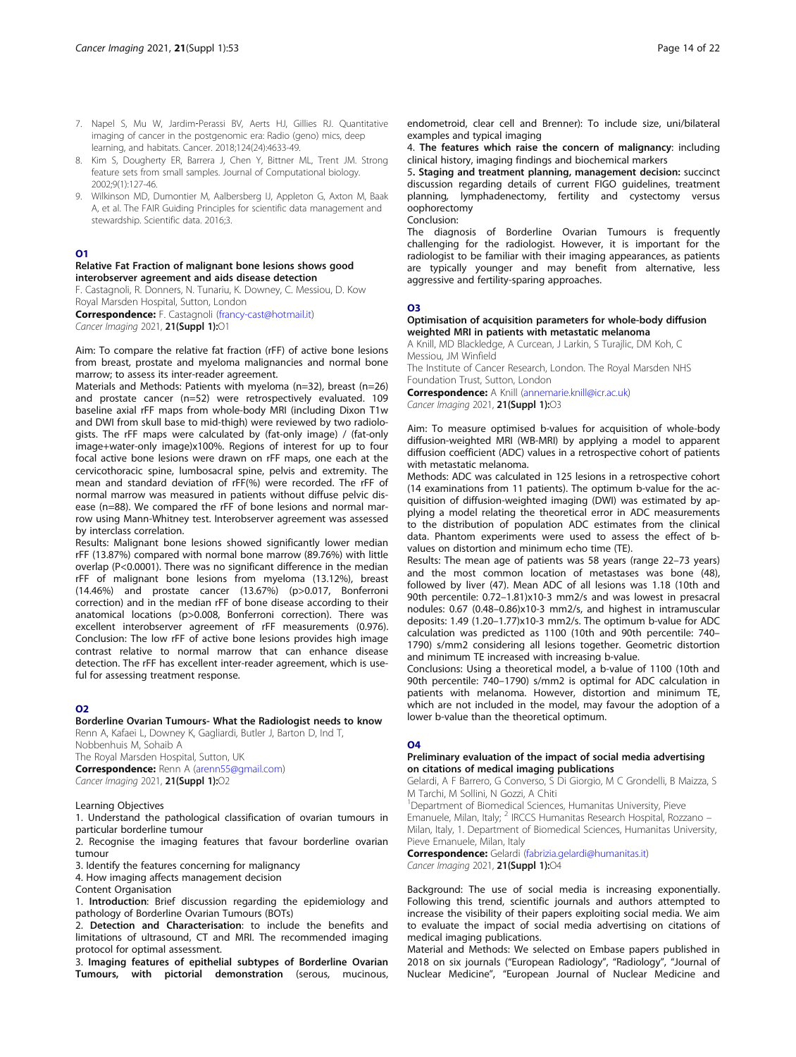7. Napel S, Mu W, Jardim-Perassi BV, Aerts HJ, Gillies RJ. Quantitative imaging of cancer in the postgenomic era: Radio (geno) mics, deep learning, and habitats. Cancer. 2018;124(24):4633-49.
8. Kim S, Dougherty ER, Barrera J, Chen Y, Bittner ML, Trent JM. Strong feature sets from small samples. Journal of Computational biology. 2002;9(1):127-46.
9. Wilkinson MD, Dumontier M, Aalbersberg IJ, Appleton G, Axton M, Baak A, et al. The FAIR Guiding Principles for scientific data management and stewardship. Scientific data. 2016;3.

## O1

### Relative Fat Fraction of malignant bone lesions shows good interobserver agreement and aids disease detection

F. Castagnoli, R. Donners, N. Tunariu, K. Downey, C. Messiou, D. Kow
Royal Marsden Hospital, Sutton, London
**Correspondence:** F. Castagnoli (francy-cast@hotmail.it)
*Cancer Imaging* 2021, **21(Suppl 1):**O1

Aim: To compare the relative fat fraction (rFF) of active bone lesions from breast, prostate and myeloma malignancies and normal bone marrow; to assess its inter-reader agreement.

Materials and Methods: Patients with myeloma (n=32), breast (n=26) and prostate cancer (n=52) were retrospectively evaluated. 109 baseline axial rFF maps from whole-body MRI (including Dixon T1w and DWI from skull base to mid-thigh) were reviewed by two radiologists. The rFF maps were calculated by (fat-only image) / (fat-only image+water-only image)x100%. Regions of interest for up to four focal active bone lesions were drawn on rFF maps, one each at the cervicothoracic spine, lumbosacral spine, pelvis and extremity. The mean and standard deviation of rFF(%) were recorded. The rFF of normal marrow was measured in patients without diffuse pelvic disease (n=88). We compared the rFF of bone lesions and normal marrow using Mann-Whitney test. Interobserver agreement was assessed by interclass correlation.

Results: Malignant bone lesions showed significantly lower median rFF (13.87%) compared with normal bone marrow (89.76%) with little overlap (P<0.0001). There was no significant difference in the median rFF of malignant bone lesions from myeloma (13.12%), breast (14.46%) and prostate cancer (13.67%) (p>0.017, Bonferroni correction) and in the median rFF of bone disease according to their anatomical locations (p>0.008, Bonferroni correction). There was excellent interobserver agreement of rFF measurements (0.976).

Conclusion: The low rFF of active bone lesions provides high image contrast relative to normal marrow that can enhance disease detection. The rFF has excellent inter-reader agreement, which is useful for assessing treatment response.

## O2

### Borderline Ovarian Tumours- What the Radiologist needs to know

Renn A, Kafaei L, Downey K, Gagliardi, Butler J, Barton D, Ind T, Nobbenhuis M, Sohaib A
The Royal Marsden Hospital, Sutton, UK
**Correspondence:** Renn A (arenn55@gmail.com)
*Cancer Imaging* 2021, **21(Suppl 1):**O2

Learning Objectives

1. Understand the pathological classification of ovarian tumours in particular borderline tumour
2. Recognise the imaging features that favour borderline ovarian tumour
3. Identify the features concerning for malignancy
4. How imaging affects management decision

Content Organisation

1. **Introduction**: Brief discussion regarding the epidemiology and pathology of Borderline Ovarian Tumours (BOTs)
2. **Detection and Characterisation**: to include the benefits and limitations of ultrasound, CT and MRI. The recommended imaging protocol for optimal assessment.
3. **Imaging features of epithelial subtypes of Borderline Ovarian Tumours, with pictorial demonstration** (serous, mucinous, endometroid, clear cell and Brenner): To include size, uni/bilateral examples and typical imaging
4. **The features which raise the concern of malignancy**: including clinical history, imaging findings and biochemical markers
5. **Staging and treatment planning, management decision:** succinct discussion regarding details of current FIGO guidelines, treatment planning, lymphadenectomy, fertility and cystectomy versus oophorectomy

Conclusion:

The diagnosis of Borderline Ovarian Tumours is frequently challenging for the radiologist. However, it is important for the radiologist to be familiar with their imaging appearances, as patients are typically younger and may benefit from alternative, less aggressive and fertility-sparing approaches.

## O3

### Optimisation of acquisition parameters for whole-body diffusion weighted MRI in patients with metastatic melanoma

A Knill, MD Blackledge, A Curcean, J Larkin, S Turajlic, DM Koh, C Messiou, JM Winfield
The Institute of Cancer Research, London. The Royal Marsden NHS Foundation Trust, Sutton, London
**Correspondence:** A Knill (annemarie.knill@icr.ac.uk)
*Cancer Imaging* 2021, **21(Suppl 1):**O3

Aim: To measure optimised b-values for acquisition of whole-body diffusion-weighted MRI (WB-MRI) by applying a model to apparent diffusion coefficient (ADC) values in a retrospective cohort of patients with metastatic melanoma.

Methods: ADC was calculated in 125 lesions in a retrospective cohort (14 examinations from 11 patients). The optimum b-value for the acquisition of diffusion-weighted imaging (DWI) was estimated by applying a model relating the theoretical error in ADC measurements to the distribution of population ADC estimates from the clinical data. Phantom experiments were used to assess the effect of b-values on distortion and minimum echo time (TE).

Results: The mean age of patients was 58 years (range 22–73 years) and the most common location of metastases was bone (48), followed by liver (47). Mean ADC of all lesions was 1.18 (10th and 90th percentile: 0.72–1.81)x10-3 mm2/s and was lowest in presacral nodules: 0.67 (0.48–0.86)x10-3 mm2/s, and highest in intramuscular deposits: 1.49 (1.20–1.77)x10-3 mm2/s. The optimum b-value for ADC calculation was predicted as 1100 (10th and 90th percentile: 740–1790) s/mm2 considering all lesions together. Geometric distortion and minimum TE increased with increasing b-value.

Conclusions: Using a theoretical model, a b-value of 1100 (10th and 90th percentile: 740–1790) s/mm2 is optimal for ADC calculation in patients with melanoma. However, distortion and minimum TE, which are not included in the model, may favour the adoption of a lower b-value than the theoretical optimum.

## O4

### Preliminary evaluation of the impact of social media advertising on citations of medical imaging publications

Gelardi, A F Barrero, G Converso, S Di Giorgio, M C Grondelli, B Maizza, S M Tarchi, M Sollini, N Gozzi, A Chiti
[1]Department of Biomedical Sciences, Humanitas University, Pieve Emanuele, Milan, Italy; [2] IRCCS Humanitas Research Hospital, Rozzano – Milan, Italy, 1. Department of Biomedical Sciences, Humanitas University, Pieve Emanuele, Milan, Italy
**Correspondence:** Gelardi (fabrizia.gelardi@humanitas.it)
*Cancer Imaging* 2021, **21(Suppl 1):**O4

Background: The use of social media is increasing exponentially. Following this trend, scientific journals and authors attempted to increase the visibility of their papers exploiting social media. We aim to evaluate the impact of social media advertising on citations of medical imaging publications.

Material and Methods: We selected on Embase papers published in 2018 on six journals ("European Radiology", "Radiology", "Journal of Nuclear Medicine", "European Journal of Nuclear Medicine and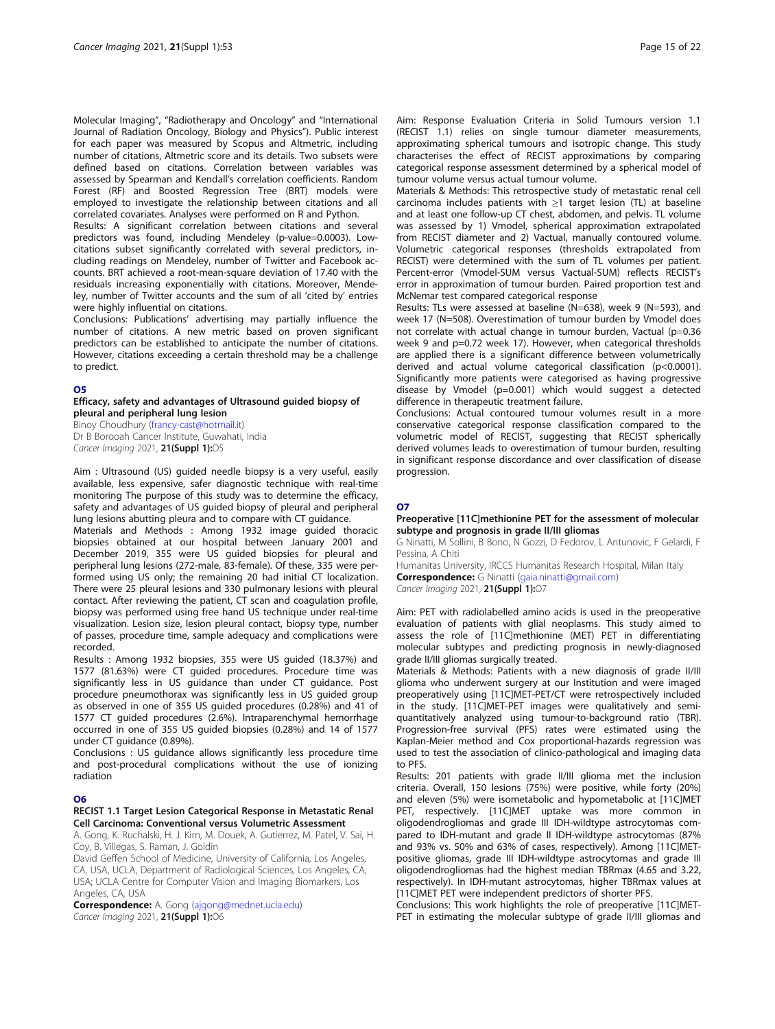Molecular Imaging", "Radiotherapy and Oncology" and "International Journal of Radiation Oncology, Biology and Physics"). Public interest for each paper was measured by Scopus and Altmetric, including number of citations, Altmetric score and its details. Two subsets were defined based on citations. Correlation between variables was assessed by Spearman and Kendall's correlation coefficients. Random Forest (RF) and Boosted Regression Tree (BRT) models were employed to investigate the relationship between citations and all correlated covariates. Analyses were performed on R and Python.

Results: A significant correlation between citations and several predictors was found, including Mendeley (p-value=0.0003). Low-citations subset significantly correlated with several predictors, including readings on Mendeley, number of Twitter and Facebook accounts. BRT achieved a root-mean-square deviation of 17.40 with the residuals increasing exponentially with citations. Moreover, Mendeley, number of Twitter accounts and the sum of all 'cited by' entries were highly influential on citations.

Conclusions: Publications' advertising may partially influence the number of citations. A new metric based on proven significant predictors can be established to anticipate the number of citations. However, citations exceeding a certain threshold may be a challenge to predict.

## O5

### Efficacy, safety and advantages of Ultrasound guided biopsy of pleural and peripheral lung lesion

Binoy Choudhury (francy-cast@hotmail.it)
Dr B Borooah Cancer Institute, Guwahati, India
*Cancer Imaging* 2021, **21(Suppl 1):**O5

Aim : Ultrasound (US) guided needle biopsy is a very useful, easily available, less expensive, safer diagnostic technique with real-time monitoring The purpose of this study was to determine the efficacy, safety and advantages of US guided biopsy of pleural and peripheral lung lesions abutting pleura and to compare with CT guidance.

Materials and Methods : Among 1932 image guided thoracic biopsies obtained at our hospital between January 2001 and December 2019, 355 were US guided biopsies for pleural and peripheral lung lesions (272-male, 83-female). Of these, 335 were performed using US only; the remaining 20 had initial CT localization. There were 25 pleural lesions and 330 pulmonary lesions with pleural contact. After reviewing the patient, CT scan and coagulation profile, biopsy was performed using free hand US technique under real-time visualization. Lesion size, lesion pleural contact, biopsy type, number of passes, procedure time, sample adequacy and complications were recorded.

Results : Among 1932 biopsies, 355 were US guided (18.37%) and 1577 (81.63%) were CT guided procedures. Procedure time was significantly less in US guidance than under CT guidance. Post procedure pneumothorax was significantly less in US guided group as observed in one of 355 US guided procedures (0.28%) and 41 of 1577 CT guided procedures (2.6%). Intraparenchymal hemorrhage occurred in one of 355 US guided biopsies (0.28%) and 14 of 1577 under CT guidance (0.89%).

Conclusions : US guidance allows significantly less procedure time and post-procedural complications without the use of ionizing radiation

## O6

### RECIST 1.1 Target Lesion Categorical Response in Metastatic Renal Cell Carcinoma: Conventional versus Volumetric Assessment

A. Gong, K. Ruchalski, H. J. Kim, M. Douek, A. Gutierrez, M. Patel, V. Sai, H. Coy, B. Villegas, S. Raman, J. Goldin

David Geffen School of Medicine, University of California, Los Angeles, CA, USA, UCLA, Department of Radiological Sciences, Los Angeles, CA, USA; UCLA Centre for Computer Vision and Imaging Biomarkers, Los Angeles, CA, USA

**Correspondence:** A. Gong (ajgong@mednet.ucla.edu)
*Cancer Imaging* 2021, **21(Suppl 1):**O6

Aim: Response Evaluation Criteria in Solid Tumours version 1.1 (RECIST 1.1) relies on single tumour diameter measurements, approximating spherical tumours and isotropic change. This study characterises the effect of RECIST approximations by comparing categorical response assessment determined by a spherical model of tumour volume versus actual tumour volume.

Materials & Methods: This retrospective study of metastatic renal cell carcinoma includes patients with ≥1 target lesion (TL) at baseline and at least one follow-up CT chest, abdomen, and pelvis. TL volume was assessed by 1) Vmodel, spherical approximation extrapolated from RECIST diameter and 2) Vactual, manually contoured volume. Volumetric categorical responses (thresholds extrapolated from RECIST) were determined with the sum of TL volumes per patient. Percent-error (Vmodel-SUM versus Vactual-SUM) reflects RECIST's error in approximation of tumour burden. Paired proportion test and McNemar test compared categorical response

Results: TLs were assessed at baseline (N=638), week 9 (N=593), and week 17 (N=508). Overestimation of tumour burden by Vmodel does not correlate with actual change in tumour burden, Vactual (p=0.36 week 9 and p=0.72 week 17). However, when categorical thresholds are applied there is a significant difference between volumetrically derived and actual volume categorical classification (p<0.0001). Significantly more patients were categorised as having progressive disease by Vmodel (p=0.001) which would suggest a detected difference in therapeutic treatment failure.

Conclusions: Actual contoured tumour volumes result in a more conservative categorical response classification compared to the volumetric model of RECIST, suggesting that RECIST spherically derived volumes leads to overestimation of tumour burden, resulting in significant response discordance and over classification of disease progression.

## O7

### Preoperative [11C]methionine PET for the assessment of molecular subtype and prognosis in grade II/III gliomas

G Ninatti, M Sollini, B Bono, N Gozzi, D Fedorov, L Antunovic, F Gelardi, F Pessina, A Chiti

Humanitas University, IRCCS Humanitas Research Hospital, Milan Italy
**Correspondence:** G Ninatti (gaia.ninatti@gmail.com)
*Cancer Imaging* 2021, **21(Suppl 1):**O7

Aim: PET with radiolabelled amino acids is used in the preoperative evaluation of patients with glial neoplasms. This study aimed to assess the role of [11C]methionine (MET) PET in differentiating molecular subtypes and predicting prognosis in newly-diagnosed grade II/III gliomas surgically treated.

Materials & Methods: Patients with a new diagnosis of grade II/III glioma who underwent surgery at our Institution and were imaged preoperatively using [11C]MET-PET/CT were retrospectively included in the study. [11C]MET-PET images were qualitatively and semi-quantitatively analyzed using tumour-to-background ratio (TBR). Progression-free survival (PFS) rates were estimated using the Kaplan-Meier method and Cox proportional-hazards regression was used to test the association of clinico-pathological and imaging data to PFS.

Results: 201 patients with grade II/III glioma met the inclusion criteria. Overall, 150 lesions (75%) were positive, while forty (20%) and eleven (5%) were isometabolic and hypometabolic at [11C]MET PET, respectively. [11C]MET uptake was more common in oligodendrogliomas and grade III IDH-wildtype astrocytomas compared to IDH-mutant and grade II IDH-wildtype astrocytomas (87% and 93% vs. 50% and 63% of cases, respectively). Among [11C]MET-positive gliomas, grade III IDH-wildtype astrocytomas and grade III oligodendrogliomas had the highest median TBRmax (4.65 and 3.22, respectively). In IDH-mutant astrocytomas, higher TBRmax values at [11C]MET PET were independent predictors of shorter PFS.

Conclusions: This work highlights the role of preoperative [11C]MET-PET in estimating the molecular subtype of grade II/III gliomas and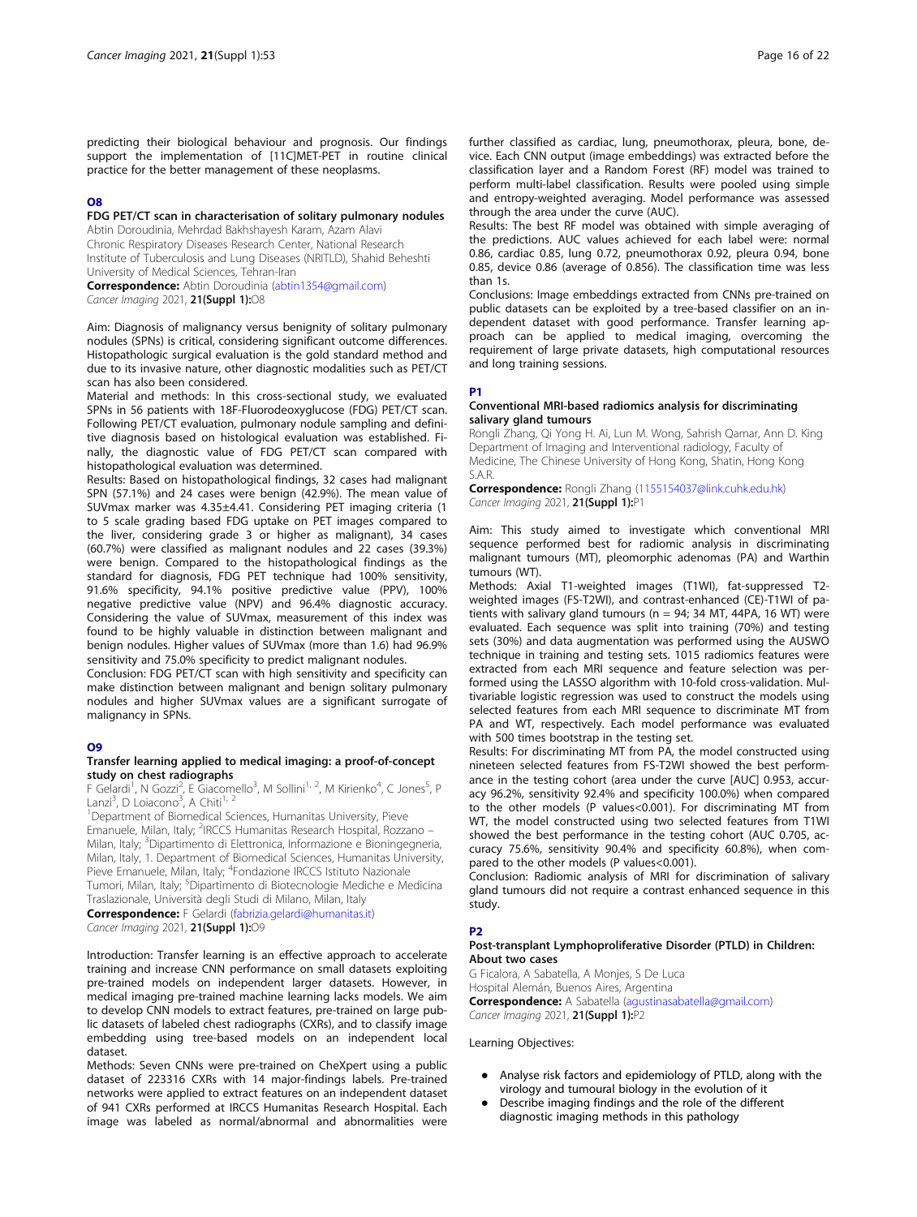predicting their biological behaviour and prognosis. Our findings support the implementation of [11C]MET-PET in routine clinical practice for the better management of these neoplasms.

## O8

### FDG PET/CT scan in characterisation of solitary pulmonary nodules

Abtin Doroudinia, Mehrdad Bakhshayesh Karam, Azam Alavi

Chronic Respiratory Diseases Research Center, National Research Institute of Tuberculosis and Lung Diseases (NRITLD), Shahid Beheshti University of Medical Sciences, Tehran-Iran

**Correspondence:** Abtin Doroudinia (abtin1354@gmail.com)

*Cancer Imaging* 2021, **21(Suppl 1):**O8

Aim: Diagnosis of malignancy versus benignity of solitary pulmonary nodules (SPNs) is critical, considering significant outcome differences. Histopathologic surgical evaluation is the gold standard method and due to its invasive nature, other diagnostic modalities such as PET/CT scan has also been considered.

Material and methods: In this cross-sectional study, we evaluated SPNs in 56 patients with 18F-Fluorodeoxyglucose (FDG) PET/CT scan. Following PET/CT evaluation, pulmonary nodule sampling and definitive diagnosis based on histological evaluation was established. Finally, the diagnostic value of FDG PET/CT scan compared with histopathological evaluation was determined.

Results: Based on histopathological findings, 32 cases had malignant SPN (57.1%) and 24 cases were benign (42.9%). The mean value of SUVmax marker was 4.35±4.41. Considering PET imaging criteria (1 to 5 scale grading based FDG uptake on PET images compared to the liver, considering grade 3 or higher as malignant), 34 cases (60.7%) were classified as malignant nodules and 22 cases (39.3%) were benign. Compared to the histopathological findings as the standard for diagnosis, FDG PET technique had 100% sensitivity, 91.6% specificity, 94.1% positive predictive value (PPV), 100% negative predictive value (NPV) and 96.4% diagnostic accuracy. Considering the value of SUVmax, measurement of this index was found to be highly valuable in distinction between malignant and benign nodules. Higher values of SUVmax (more than 1.6) had 96.9% sensitivity and 75.0% specificity to predict malignant nodules.

Conclusion: FDG PET/CT scan with high sensitivity and specificity can make distinction between malignant and benign solitary pulmonary nodules and higher SUVmax values are a significant surrogate of malignancy in SPNs.

## O9

### Transfer learning applied to medical imaging: a proof-of-concept study on chest radiographs

F Gelardi[1], N Gozzi[2], E Giacomello[3], M Sollini[1, 2], M Kirienko[4], C Jones[5], P Lanzi[3], D Loiacono[3], A Chiti[1, 2]

[1]Department of Biomedical Sciences, Humanitas University, Pieve Emanuele, Milan, Italy; [2]IRCCS Humanitas Research Hospital, Rozzano – Milan, Italy; [3]Dipartimento di Elettronica, Informazione e Bioningegneria, Milan, Italy, 1. Department of Biomedical Sciences, Humanitas University, Pieve Emanuele, Milan, Italy; [4]Fondazione IRCCS Istituto Nazionale Tumori, Milan, Italy; [5]Dipartimento di Biotecnologie Mediche e Medicina Traslazionale, Università degli Studi di Milano, Milan, Italy

**Correspondence:** F Gelardi (fabrizia.gelardi@humanitas.it)

*Cancer Imaging* 2021, **21(Suppl 1):**O9

Introduction: Transfer learning is an effective approach to accelerate training and increase CNN performance on small datasets exploiting pre-trained models on independent larger datasets. However, in medical imaging pre-trained machine learning lacks models. We aim to develop CNN models to extract features, pre-trained on large public datasets of labeled chest radiographs (CXRs), and to classify image embedding using tree-based models on an independent local dataset.

Methods: Seven CNNs were pre-trained on CheXpert using a public dataset of 223316 CXRs with 14 major-findings labels. Pre-trained networks were applied to extract features on an independent dataset of 941 CXRs performed at IRCCS Humanitas Research Hospital. Each image was labeled as normal/abnormal and abnormalities were further classified as cardiac, lung, pneumothorax, pleura, bone, device. Each CNN output (image embeddings) was extracted before the classification layer and a Random Forest (RF) model was trained to perform multi-label classification. Results were pooled using simple and entropy-weighted averaging. Model performance was assessed through the area under the curve (AUC).

Results: The best RF model was obtained with simple averaging of the predictions. AUC values achieved for each label were: normal 0.86, cardiac 0.85, lung 0.72, pneumothorax 0.92, pleura 0.94, bone 0.85, device 0.86 (average of 0.856). The classification time was less than 1s.

Conclusions: Image embeddings extracted from CNNs pre-trained on public datasets can be exploited by a tree-based classifier on an independent dataset with good performance. Transfer learning approach can be applied to medical imaging, overcoming the requirement of large private datasets, high computational resources and long training sessions.

## P1

### Conventional MRI-based radiomics analysis for discriminating salivary gland tumours

Rongli Zhang, Qi Yong H. Ai, Lun M. Wong, Sahrish Qamar, Ann D. King

Department of Imaging and Interventional radiology, Faculty of Medicine, The Chinese University of Hong Kong, Shatin, Hong Kong S.A.R.

**Correspondence:** Rongli Zhang (1155154037@link.cuhk.edu.hk)

*Cancer Imaging* 2021, **21(Suppl 1):**P1

Aim: This study aimed to investigate which conventional MRI sequence performed best for radiomic analysis in discriminating malignant tumours (MT), pleomorphic adenomas (PA) and Warthin tumours (WT).

Methods: Axial T1-weighted images (T1WI), fat-suppressed T2-weighted images (FS-T2WI), and contrast-enhanced (CE)-T1WI of patients with salivary gland tumours (n = 94; 34 MT, 44PA, 16 WT) were evaluated. Each sequence was split into training (70%) and testing sets (30%) and data augmentation was performed using the AUSWO technique in training and testing sets. 1015 radiomics features were extracted from each MRI sequence and feature selection was performed using the LASSO algorithm with 10-fold cross-validation. Multivariable logistic regression was used to construct the models using selected features from each MRI sequence to discriminate MT from PA and WT, respectively. Each model performance was evaluated with 500 times bootstrap in the testing set.

Results: For discriminating MT from PA, the model constructed using nineteen selected features from FS-T2WI showed the best performance in the testing cohort (area under the curve [AUC] 0.953, accuracy 96.2%, sensitivity 92.4% and specificity 100.0%) when compared to the other models (P values<0.001). For discriminating MT from WT, the model constructed using two selected features from T1WI showed the best performance in the testing cohort (AUC 0.705, accuracy 75.6%, sensitivity 90.4% and specificity 60.8%), when compared to the other models (P values<0.001).

Conclusion: Radiomic analysis of MRI for discrimination of salivary gland tumours did not require a contrast enhanced sequence in this study.

## P2

### Post-transplant Lymphoproliferative Disorder (PTLD) in Children: About two cases

G Ficalora, A Sabatella, A Monjes, S De Luca

Hospital Alemán, Buenos Aires, Argentina

**Correspondence:** A Sabatella (agustinasabatella@gmail.com)

*Cancer Imaging* 2021, **21(Suppl 1):**P2

Learning Objectives:

- Analyse risk factors and epidemiology of PTLD, along with the virology and tumoural biology in the evolution of it
- Describe imaging findings and the role of the different diagnostic imaging methods in this pathology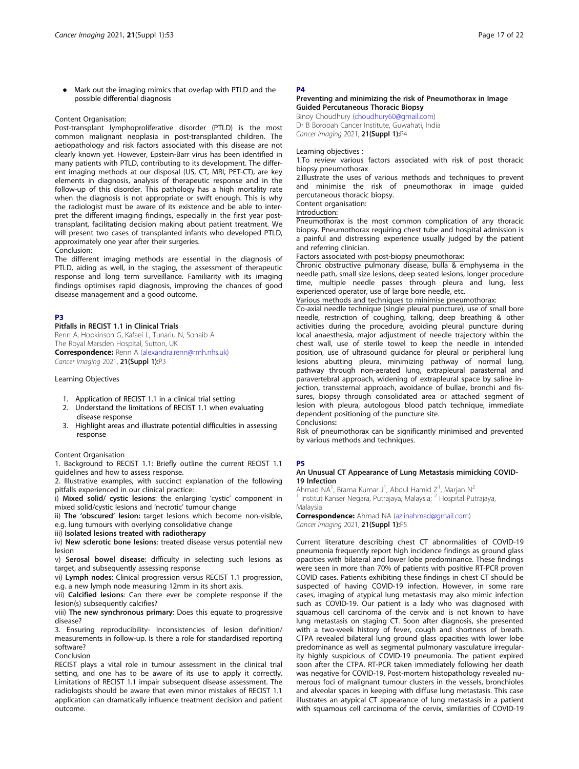- Mark out the imaging mimics that overlap with PTLD and the possible differential diagnosis

Content Organisation:
Post-transplant lymphoproliferative disorder (PTLD) is the most common malignant neoplasia in post-transplanted children. The aetiopathology and risk factors associated with this disease are not clearly known yet. However, Epstein-Barr virus has been identified in many patients with PTLD, contributing to its development. The different imaging methods at our disposal (US, CT, MRI, PET-CT), are key elements in diagnosis, analysis of therapeutic response and in the follow-up of this disorder. This pathology has a high mortality rate when the diagnosis is not appropriate or swift enough. This is why the radiologist must be aware of its existence and be able to interpret the different imaging findings, especially in the first year post-transplant, facilitating decision making about patient treatment. We will present two cases of transplanted infants who developed PTLD, approximately one year after their surgeries.
Conclusion:
The different imaging methods are essential in the diagnosis of PTLD, aiding as well, in the staging, the assessment of therapeutic response and long term surveillance. Familiarity with its imaging findings optimises rapid diagnosis, improving the chances of good disease management and a good outcome.

## P3

### Pitfalls in RECIST 1.1 in Clinical Trials

Renn A, Hopkinson G, Kafaei L, Tunariu N, Sohaib A
The Royal Marsden Hospital, Sutton, UK
**Correspondence:** Renn A (alexandra.renn@rmh.nhs.uk)
*Cancer Imaging* 2021, **21(Suppl 1):**P3

Learning Objectives

1. Application of RECIST 1.1 in a clinical trial setting
2. Understand the limitations of RECIST 1.1 when evaluating disease response
3. Highlight areas and illustrate potential difficulties in assessing response

Content Organisation
1. Background to RECIST 1.1: Briefly outline the current RECIST 1.1 guidelines and how to assess response.
2. Illustrative examples, with succinct explanation of the following pitfalls experienced in our clinical practice:
i) **Mixed solid/ cystic lesions**: the enlarging 'cystic' component in mixed solid/cystic lesions and 'necrotic' tumour change
ii) **The 'obscured' lesion:** target lesions which become non-visible, e.g. lung tumours with overlying consolidative change
iii) **Isolated lesions treated with radiotherapy**
iv) **New sclerotic bone lesions**: treated disease versus potential new lesion
v) **Serosal bowel disease**: difficulty in selecting such lesions as target, and subsequently assessing response
vi) **Lymph nodes**: Clinical progression versus RECIST 1.1 progression, e.g. a new lymph node measuring 12mm in its short axis.
vii) **Calcified lesions**: Can there ever be complete response if the lesion(s) subsequently calcifies?
viii) **The new synchronous primary**: Does this equate to progressive disease?
3. Ensuring reproducibility- Inconsistencies of lesion definition/ measurements in follow-up. Is there a role for standardised reporting software?
Conclusion
RECIST plays a vital role in tumour assessment in the clinical trial setting, and one has to be aware of its use to apply it correctly. Limitations of RECIST 1.1 impair subsequent disease assessment. The radiologists should be aware that even minor mistakes of RECIST 1.1 application can dramatically influence treatment decision and patient outcome.

## P4

### Preventing and minimizing the risk of Pneumothorax in Image Guided Percutaneous Thoracic Biopsy

Binoy Choudhury (choudhury60@gmail.com)
Dr B Borooah Cancer Institute, Guwahati, India
*Cancer Imaging* 2021, **21(Suppl 1):**P4

Learning objectives :
1.To review various factors associated with risk of post thoracic biopsy pneumothorax
2.Illustrate the uses of various methods and techniques to prevent and minimise the risk of pneumothorax in image guided percutaneous thoracic biopsy.
Content organisation:
Introduction:
Pneumothorax is the most common complication of any thoracic biopsy. Pneumothorax requiring chest tube and hospital admission is a painful and distressing experience usually judged by the patient and referring clinician.
Factors associated with post-biopsy pneumothorax:
Chronic obstructive pulmonary disease, bulla & emphysema in the needle path, small size lesions, deep seated lesions, longer procedure time, multiple needle passes through pleura and lung, less experienced operator, use of large bore needle, etc.
Various methods and techniques to minimise pneumothorax:
Co-axial needle technique (single pleural puncture), use of small bore needle, restriction of coughing, talking, deep breathing & other activities during the procedure, avoiding pleural puncture during local anaesthesia, major adjustment of needle trajectory within the chest wall, use of sterile towel to keep the needle in intended position, use of ultrasound guidance for pleural or peripheral lung lesions abutting pleura, minimizing pathway of normal lung, pathway through non-aerated lung, extrapleural parasternal and paravertebral approach, widening of extrapleural space by saline injection, transsternal approach, avoidance of bullae, bronchi and fissures, biopsy through consolidated area or attached segment of lesion with pleura, autologous blood patch technique, immediate dependent positioning of the puncture site.
Conclusions**:**
Risk of pneumothorax can be significantly minimised and prevented by various methods and techniques.

## P5

### An Unusual CT Appearance of Lung Metastasis mimicking COVID-19 Infection

Ahmad NA[1], Brama Kumar J[1], Abdul Hamid Z[1], Marjan N[2]
[1] Institut Kanser Negara, Putrajaya, Malaysia; [2] Hospital Putrajaya, Malaysia
**Correspondence:** Ahmad NA (azlinahmad@gmail.com)
*Cancer Imaging* 2021, **21(Suppl 1):**P5

Current literature describing chest CT abnormalities of COVID-19 pneumonia frequently report high incidence findings as ground glass opacities with bilateral and lower lobe predominance. These findings were seen in more than 70% of patients with positive RT-PCR proven COVID cases. Patients exhibiting these findings in chest CT should be suspected of having COVID-19 infection. However, in some rare cases, imaging of atypical lung metastasis may also mimic infection such as COVID-19. Our patient is a lady who was diagnosed with squamous cell carcinoma of the cervix and is not known to have lung metastasis on staging CT. Soon after diagnosis, she presented with a two-week history of fever, cough and shortness of breath. CTPA revealed bilateral lung ground glass opacities with lower lobe predominance as well as segmental pulmonary vasculature irregularity highly suspicious of COVID-19 pneumonia. The patient expired soon after the CTPA. RT-PCR taken immediately following her death was negative for COVID-19. Post-mortem histopathology revealed numerous foci of malignant tumour clusters in the vessels, bronchioles and alveolar spaces in keeping with diffuse lung metastasis. This case illustrates an atypical CT appearance of lung metastasis in a patient with squamous cell carcinoma of the cervix, similarities of COVID-19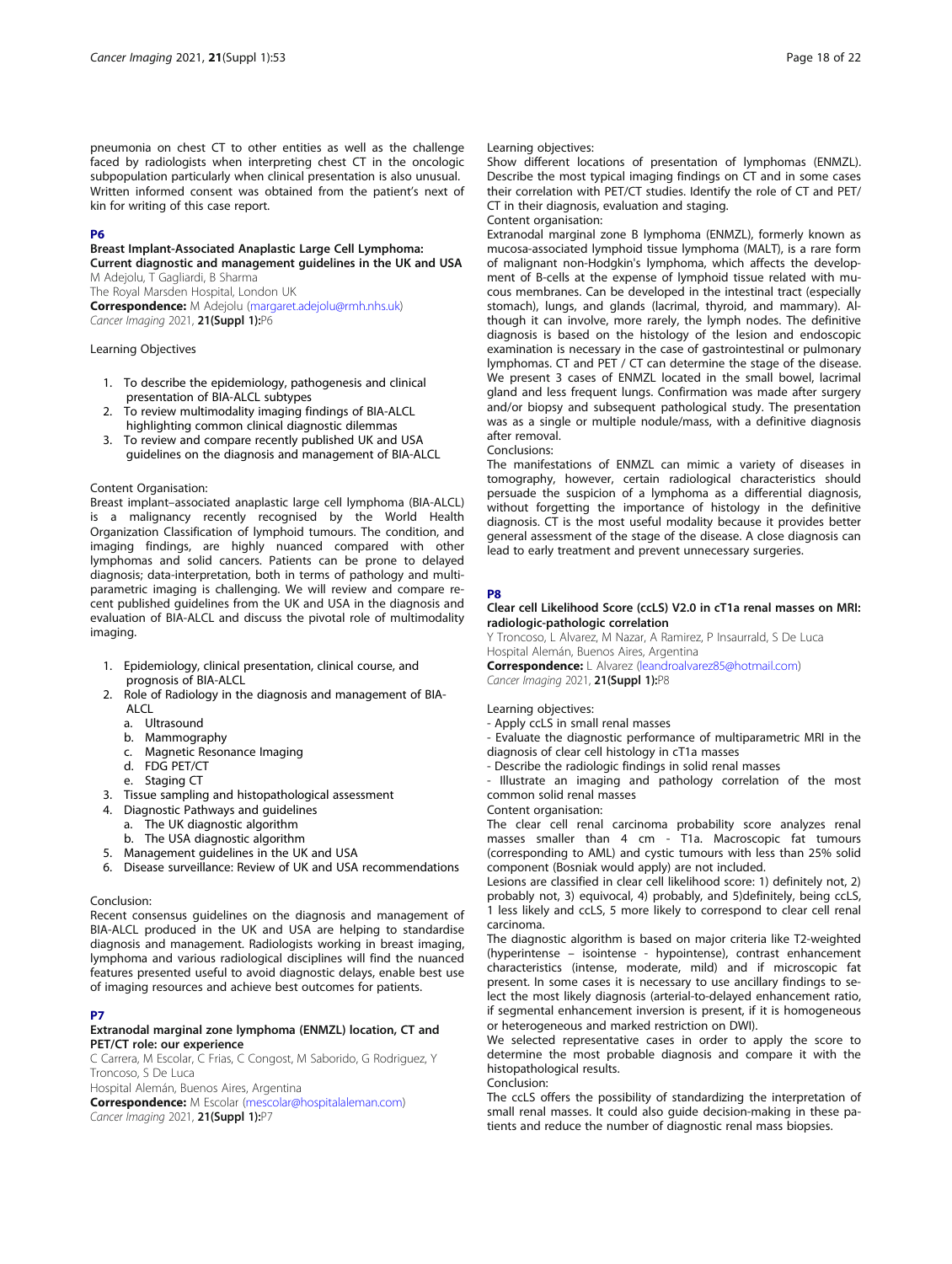pneumonia on chest CT to other entities as well as the challenge faced by radiologists when interpreting chest CT in the oncologic subpopulation particularly when clinical presentation is also unusual. Written informed consent was obtained from the patient's next of kin for writing of this case report.

## P6

### Breast Implant-Associated Anaplastic Large Cell Lymphoma: Current diagnostic and management guidelines in the UK and USA

M Adejolu, T Gagliardi, B Sharma

The Royal Marsden Hospital, London UK

**Correspondence:** M Adejolu (margaret.adejolu@rmh.nhs.uk)

*Cancer Imaging* 2021, **21(Suppl 1):**P6

Learning Objectives

1. To describe the epidemiology, pathogenesis and clinical presentation of BIA-ALCL subtypes
2. To review multimodality imaging findings of BIA-ALCL highlighting common clinical diagnostic dilemmas
3. To review and compare recently published UK and USA guidelines on the diagnosis and management of BIA-ALCL

Content Organisation:

Breast implant–associated anaplastic large cell lymphoma (BIA-ALCL) is a malignancy recently recognised by the World Health Organization Classification of lymphoid tumours. The condition, and imaging findings, are highly nuanced compared with other lymphomas and solid cancers. Patients can be prone to delayed diagnosis; data-interpretation, both in terms of pathology and multi-parametric imaging is challenging. We will review and compare recent published guidelines from the UK and USA in the diagnosis and evaluation of BIA-ALCL and discuss the pivotal role of multimodality imaging.

1. Epidemiology, clinical presentation, clinical course, and prognosis of BIA-ALCL
2. Role of Radiology in the diagnosis and management of BIA-ALCL
   a. Ultrasound
   b. Mammography
   c. Magnetic Resonance Imaging
   d. FDG PET/CT
   e. Staging CT
3. Tissue sampling and histopathological assessment
4. Diagnostic Pathways and guidelines
   a. The UK diagnostic algorithm
   b. The USA diagnostic algorithm
5. Management guidelines in the UK and USA
6. Disease surveillance: Review of UK and USA recommendations

Conclusion:

Recent consensus guidelines on the diagnosis and management of BIA-ALCL produced in the UK and USA are helping to standardise diagnosis and management. Radiologists working in breast imaging, lymphoma and various radiological disciplines will find the nuanced features presented useful to avoid diagnostic delays, enable best use of imaging resources and achieve best outcomes for patients.

## P7

### Extranodal marginal zone lymphoma (ENMZL) location, CT and PET/CT role: our experience

C Carrera, M Escolar, C Frias, C Congost, M Saborido, G Rodriguez, Y Troncoso, S De Luca

Hospital Alemán, Buenos Aires, Argentina

**Correspondence:** M Escolar (mescolar@hospitalaleman.com)

*Cancer Imaging* 2021, **21(Suppl 1):**P7

Learning objectives:

Show different locations of presentation of lymphomas (ENMZL). Describe the most typical imaging findings on CT and in some cases their correlation with PET/CT studies. Identify the role of CT and PET/CT in their diagnosis, evaluation and staging.

Content organisation:

Extranodal marginal zone B lymphoma (ENMZL), formerly known as mucosa-associated lymphoid tissue lymphoma (MALT), is a rare form of malignant non-Hodgkin's lymphoma, which affects the development of B-cells at the expense of lymphoid tissue related with mucous membranes. Can be developed in the intestinal tract (especially stomach), lungs, and glands (lacrimal, thyroid, and mammary). Although it can involve, more rarely, the lymph nodes. The definitive diagnosis is based on the histology of the lesion and endoscopic examination is necessary in the case of gastrointestinal or pulmonary lymphomas. CT and PET / CT can determine the stage of the disease. We present 3 cases of ENMZL located in the small bowel, lacrimal gland and less frequent lungs. Confirmation was made after surgery and/or biopsy and subsequent pathological study. The presentation was as a single or multiple nodule/mass, with a definitive diagnosis after removal.

Conclusions:

The manifestations of ENMZL can mimic a variety of diseases in tomography, however, certain radiological characteristics should persuade the suspicion of a lymphoma as a differential diagnosis, without forgetting the importance of histology in the definitive diagnosis. CT is the most useful modality because it provides better general assessment of the stage of the disease. A close diagnosis can lead to early treatment and prevent unnecessary surgeries.

## P8

### Clear cell Likelihood Score (ccLS) V2.0 in cT1a renal masses on MRI: radiologic-pathologic correlation

Y Troncoso, L Alvarez, M Nazar, A Ramirez, P Insaurrald, S De Luca

Hospital Alemán, Buenos Aires, Argentina

**Correspondence:** L Alvarez (leandroalvarez85@hotmail.com)

*Cancer Imaging* 2021, **21(Suppl 1):**P8

Learning objectives:

- Apply ccLS in small renal masses
- Evaluate the diagnostic performance of multiparametric MRI in the diagnosis of clear cell histology in cT1a masses
- Describe the radiologic findings in solid renal masses
- Illustrate an imaging and pathology correlation of the most common solid renal masses

Content organisation:

The clear cell renal carcinoma probability score analyzes renal masses smaller than 4 cm - T1a. Macroscopic fat tumours (corresponding to AML) and cystic tumours with less than 25% solid component (Bosniak would apply) are not included.

Lesions are classified in clear cell likelihood score: 1) definitely not, 2) probably not, 3) equivocal, 4) probably, and 5)definitely, being ccLS, 1 less likely and ccLS, 5 more likely to correspond to clear cell renal carcinoma.

The diagnostic algorithm is based on major criteria like T2-weighted (hyperintense – isointense - hypointense), contrast enhancement characteristics (intense, moderate, mild) and if microscopic fat present. In some cases it is necessary to use ancillary findings to select the most likely diagnosis (arterial-to-delayed enhancement ratio, if segmental enhancement inversion is present, if it is homogeneous or heterogeneous and marked restriction on DWI).

We selected representative cases in order to apply the score to determine the most probable diagnosis and compare it with the histopathological results.

Conclusion:

The ccLS offers the possibility of standardizing the interpretation of small renal masses. It could also guide decision-making in these patients and reduce the number of diagnostic renal mass biopsies.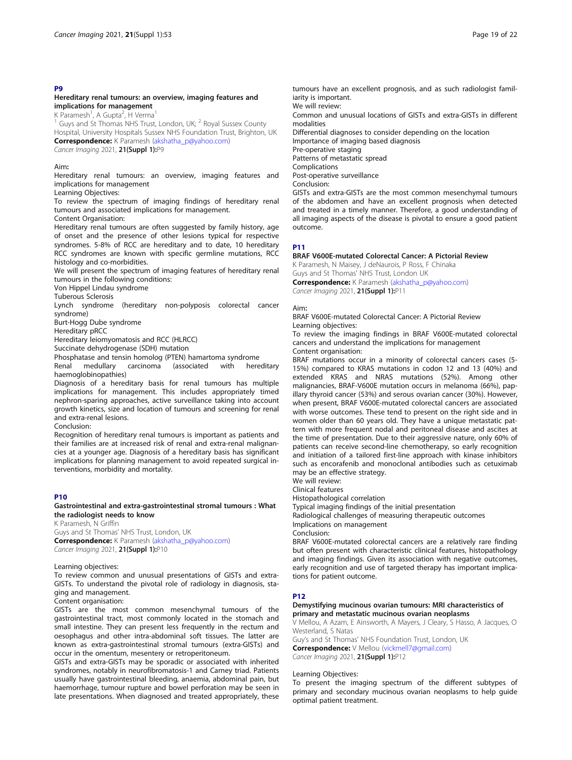## P9

### Hereditary renal tumours: an overview, imaging features and implications for management

K Paramesh[1], A Gupta[2], H Verma[1]

[1] Guys and St Thomas NHS Trust, London, UK; [2] Royal Sussex County Hospital, University Hospitals Sussex NHS Foundation Trust, Brighton, UK

**Correspondence:** K Paramesh (akshatha_p@yahoo.com)

*Cancer Imaging* 2021, **21(Suppl 1):**P9

Aim**:**

Hereditary renal tumours: an overview, imaging features and implications for management

Learning Objectives:

To review the spectrum of imaging findings of hereditary renal tumours and associated implications for management.

Content Organisation:

Hereditary renal tumours are often suggested by family history, age of onset and the presence of other lesions typical for respective syndromes. 5-8% of RCC are hereditary and to date, 10 hereditary RCC syndromes are known with specific germline mutations, RCC histology and co-morbidities.

We will present the spectrum of imaging features of hereditary renal tumours in the following conditions:

Von Hippel Lindau syndrome

Tuberous Sclerosis

Lynch syndrome (hereditary non-polyposis colorectal cancer syndrome)

Burt-Hogg Dube syndrome

Hereditary pRCC

Hereditary leiomyomatosis and RCC (HLRCC)

Succinate dehydrogenase (SDH) mutation

Phosphatase and tensin homolog (PTEN) hamartoma syndrome

Renal medullary carcinoma (associated with hereditary haemoglobinopathies)

Diagnosis of a hereditary basis for renal tumours has multiple implications for management. This includes appropriately timed nephron-sparing approaches, active surveillance taking into account growth kinetics, size and location of tumours and screening for renal and extra-renal lesions.

Conclusion:

Recognition of hereditary renal tumours is important as patients and their families are at increased risk of renal and extra-renal malignancies at a younger age. Diagnosis of a hereditary basis has significant implications for planning management to avoid repeated surgical interventions, morbidity and mortality.

## P10

### Gastrointestinal and extra-gastrointestinal stromal tumours : What the radiologist needs to know

K Paramesh, N Griffin

Guys and St Thomas' NHS Trust, London, UK

**Correspondence:** K Paramesh (akshatha_p@yahoo.com)

*Cancer Imaging* 2021, **21(Suppl 1):**P10

Learning objectives:

To review common and unusual presentations of GISTs and extra-GISTs. To understand the pivotal role of radiology in diagnosis, staging and management.

Content organisation:

GISTs are the most common mesenchymal tumours of the gastrointestinal tract, most commonly located in the stomach and small intestine. They can present less frequently in the rectum and oesophagus and other intra-abdominal soft tissues. The latter are known as extra-gastrointestinal stromal tumours (extra-GISTs) and occur in the omentum, mesentery or retroperitoneum.

GISTs and extra-GISTs may be sporadic or associated with inherited syndromes, notably in neurofibromatosis-1 and Carney triad. Patients usually have gastrointestinal bleeding, anaemia, abdominal pain, but haemorrhage, tumour rupture and bowel perforation may be seen in late presentations. When diagnosed and treated appropriately, these tumours have an excellent prognosis, and as such radiologist familiarity is important.

We will review:

Common and unusual locations of GISTs and extra-GISTs in different modalities

Differential diagnoses to consider depending on the location

Importance of imaging based diagnosis

Pre-operative staging

Patterns of metastatic spread

Complications

Post-operative surveillance

Conclusion:

GISTs and extra-GISTs are the most common mesenchymal tumours of the abdomen and have an excellent prognosis when detected and treated in a timely manner. Therefore, a good understanding of all imaging aspects of the disease is pivotal to ensure a good patient outcome.

## P11

### BRAF V600E-mutated Colorectal Cancer: A Pictorial Review

K Paramesh, N Maisey, J deNaurois, P Ross, F Chinaka

Guys and St Thomas' NHS Trust, London UK

**Correspondence:** K Paramesh (akshatha_p@yahoo.com)

*Cancer Imaging* 2021, **21(Suppl 1):**P11

Aim**:**

BRAF V600E-mutated Colorectal Cancer: A Pictorial Review

Learning objectives:

To review the imaging findings in BRAF V600E-mutated colorectal cancers and understand the implications for management

Content organisation:

BRAF mutations occur in a minority of colorectal cancers cases (5-15%) compared to KRAS mutations in codon 12 and 13 (40%) and extended KRAS and NRAS mutations (52%). Among other malignancies, BRAF-V600E mutation occurs in melanoma (66%), papillary thyroid cancer (53%) and serous ovarian cancer (30%). However, when present, BRAF V600E-mutated colorectal cancers are associated with worse outcomes. These tend to present on the right side and in women older than 60 years old. They have a unique metastatic pattern with more frequent nodal and peritoneal disease and ascites at the time of presentation. Due to their aggressive nature, only 60% of patients can receive second-line chemotherapy, so early recognition and initiation of a tailored first-line approach with kinase inhibitors such as encorafenib and monoclonal antibodies such as cetuximab may be an effective strategy.

We will review:

Clinical features

Histopathological correlation

Typical imaging findings of the initial presentation

Radiological challenges of measuring therapeutic outcomes

Implications on management

Conclusion:

BRAF V600E-mutated colorectal cancers are a relatively rare finding but often present with characteristic clinical features, histopathology and imaging findings. Given its association with negative outcomes, early recognition and use of targeted therapy has important implications for patient outcome.

## P12

### Demystifying mucinous ovarian tumours: MRI characteristics of primary and metastatic mucinous ovarian neoplasms

V Mellou, A Azam, E Ainsworth, A Mayers, J Cleary, S Hasso, A Jacques, O Westerland, S Natas

Guy's and St Thomas' NHS Foundation Trust, London, UK

**Correspondence:** V Mellou (vickmell7@gmail.com)

*Cancer Imaging* 2021, **21(Suppl 1):**P12

Learning Objectives:

To present the imaging spectrum of the different subtypes of primary and secondary mucinous ovarian neoplasms to help guide optimal patient treatment.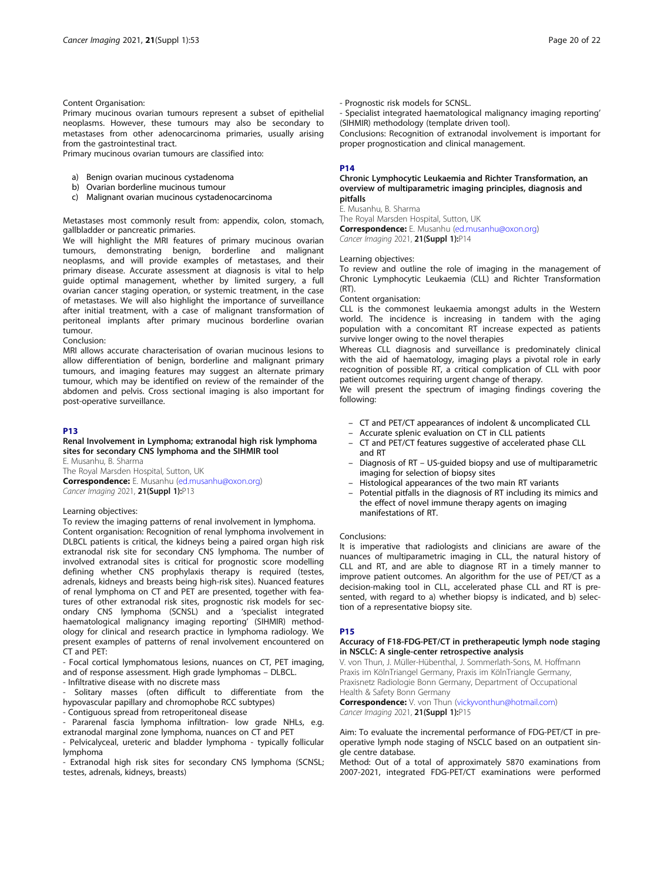Content Organisation:
Primary mucinous ovarian tumours represent a subset of epithelial neoplasms. However, these tumours may also be secondary to metastases from other adenocarcinoma primaries, usually arising from the gastrointestinal tract.
Primary mucinous ovarian tumours are classified into:

a) Benign ovarian mucinous cystadenoma
b) Ovarian borderline mucinous tumour
c) Malignant ovarian mucinous cystadenocarcinoma

Metastases most commonly result from: appendix, colon, stomach, gallbladder or pancreatic primaries.
We will highlight the MRI features of primary mucinous ovarian tumours, demonstrating benign, borderline and malignant neoplasms, and will provide examples of metastases, and their primary disease. Accurate assessment at diagnosis is vital to help guide optimal management, whether by limited surgery, a full ovarian cancer staging operation, or systemic treatment, in the case of metastases. We will also highlight the importance of surveillance after initial treatment, with a case of malignant transformation of peritoneal implants after primary mucinous borderline ovarian tumour.
Conclusion:
MRI allows accurate characterisation of ovarian mucinous lesions to allow differentiation of benign, borderline and malignant primary tumours, and imaging features may suggest an alternate primary tumour, which may be identified on review of the remainder of the abdomen and pelvis. Cross sectional imaging is also important for post-operative surveillance.

## P13

### Renal Involvement in Lymphoma; extranodal high risk lymphoma sites for secondary CNS lymphoma and the SIHMIR tool

E. Musanhu, B. Sharma
The Royal Marsden Hospital, Sutton, UK
**Correspondence:** E. Musanhu (ed.musanhu@oxon.org)
*Cancer Imaging* 2021, **21(Suppl 1):**P13

Learning objectives:
To review the imaging patterns of renal involvement in lymphoma.
Content organisation: Recognition of renal lymphoma involvement in DLBCL patients is critical, the kidneys being a paired organ high risk extranodal risk site for secondary CNS lymphoma. The number of involved extranodal sites is critical for prognostic score modelling defining whether CNS prophylaxis therapy is required (testes, adrenals, kidneys and breasts being high-risk sites). Nuanced features of renal lymphoma on CT and PET are presented, together with features of other extranodal risk sites, prognostic risk models for secondary CNS lymphoma (SCNSL) and a 'specialist integrated haematological malignancy imaging reporting' (SIHMIR) methodology for clinical and research practice in lymphoma radiology. We present examples of patterns of renal involvement encountered on CT and PET:
- Focal cortical lymphomatous lesions, nuances on CT, PET imaging, and of response assessment. High grade lymphomas – DLBCL.
- Infiltrative disease with no discrete mass
- Solitary masses (often difficult to differentiate from the hypovascular papillary and chromophobe RCC subtypes)
- Contiguous spread from retroperitoneal disease
- Pararenal fascia lymphoma infiltration- low grade NHLs, e.g. extranodal marginal zone lymphoma, nuances on CT and PET
- Pelvicalyceal, ureteric and bladder lymphoma - typically follicular lymphoma
- Extranodal high risk sites for secondary CNS lymphoma (SCNSL; testes, adrenals, kidneys, breasts)
- Prognostic risk models for SCNSL.
- Specialist integrated haematological malignancy imaging reporting' (SIHMIR) methodology (template driven tool).
Conclusions: Recognition of extranodal involvement is important for proper prognostication and clinical management.

## P14

### Chronic Lymphocytic Leukaemia and Richter Transformation, an overview of multiparametric imaging principles, diagnosis and pitfalls

E. Musanhu, B. Sharma
The Royal Marsden Hospital, Sutton, UK
**Correspondence:** E. Musanhu (ed.musanhu@oxon.org)
*Cancer Imaging* 2021, **21(Suppl 1):**P14

Learning objectives:
To review and outline the role of imaging in the management of Chronic Lymphocytic Leukaemia (CLL) and Richter Transformation (RT).
Content organisation:
CLL is the commonest leukaemia amongst adults in the Western world. The incidence is increasing in tandem with the aging population with a concomitant RT increase expected as patients survive longer owing to the novel therapies
Whereas CLL diagnosis and surveillance is predominately clinical with the aid of haematology, imaging plays a pivotal role in early recognition of possible RT, a critical complication of CLL with poor patient outcomes requiring urgent change of therapy.
We will present the spectrum of imaging findings covering the following:

– CT and PET/CT appearances of indolent & uncomplicated CLL
– Accurate splenic evaluation on CT in CLL patients
– CT and PET/CT features suggestive of accelerated phase CLL and RT
– Diagnosis of RT – US-guided biopsy and use of multiparametric imaging for selection of biopsy sites
– Histological appearances of the two main RT variants
– Potential pitfalls in the diagnosis of RT including its mimics and the effect of novel immune therapy agents on imaging manifestations of RT.

Conclusions:
It is imperative that radiologists and clinicians are aware of the nuances of multiparametric imaging in CLL, the natural history of CLL and RT, and are able to diagnose RT in a timely manner to improve patient outcomes. An algorithm for the use of PET/CT as a decision-making tool in CLL, accelerated phase CLL and RT is presented, with regard to a) whether biopsy is indicated, and b) selection of a representative biopsy site.

## P15

### Accuracy of F18-FDG-PET/CT in pretherapeutic lymph node staging in NSCLC: A single-center retrospective analysis

V. von Thun, J. Müller-Hübenthal, J. Sommerlath-Sons, M. Hoffmann
Praxis im KölnTriangel Germany, Praxis im KölnTriangle Germany, Praxisnetz Radiologie Bonn Germany, Department of Occupational Health & Safety Bonn Germany
**Correspondence:** V. von Thun (vickyvonthun@hotmail.com)
*Cancer Imaging* 2021, **21(Suppl 1):**P15

Aim: To evaluate the incremental performance of FDG-PET/CT in preoperative lymph node staging of NSCLC based on an outpatient single centre database.
Method: Out of a total of approximately 5870 examinations from 2007-2021, integrated FDG-PET/CT examinations were performed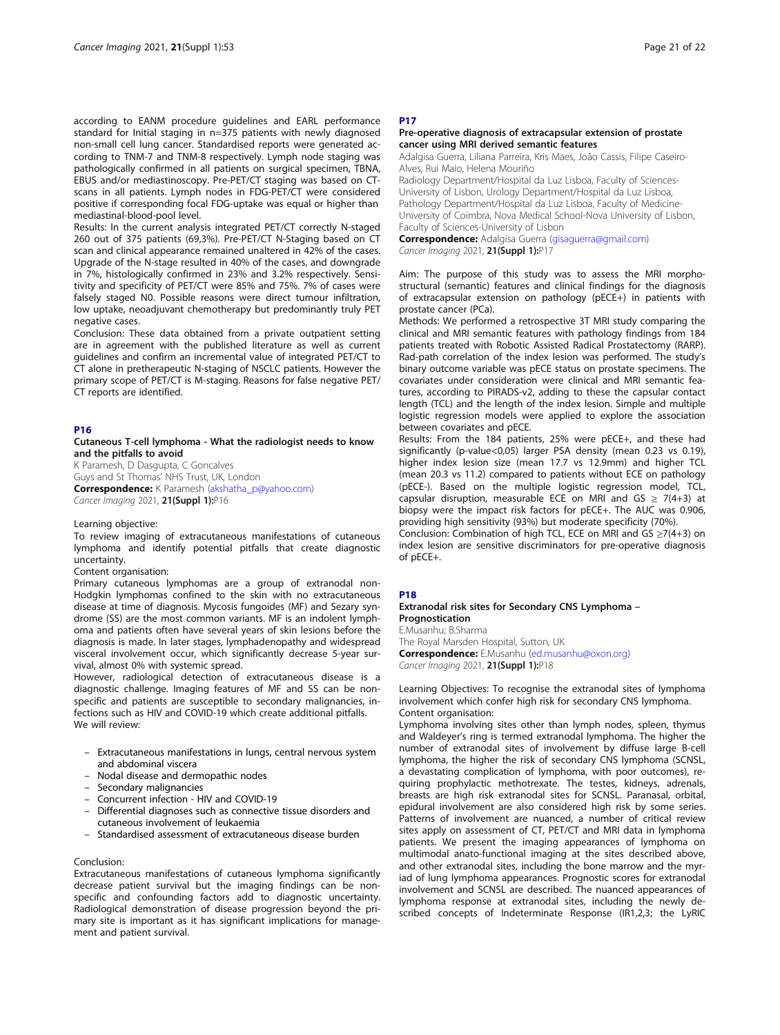according to EANM procedure guidelines and EARL performance standard for Initial staging in n=375 patients with newly diagnosed non-small cell lung cancer. Standardised reports were generated according to TNM-7 and TNM-8 respectively. Lymph node staging was pathologically confirmed in all patients on surgical specimen, TBNA, EBUS and/or mediastinoscopy. Pre-PET/CT staging was based on CT-scans in all patients. Lymph nodes in FDG-PET/CT were considered positive if corresponding focal FDG-uptake was equal or higher than mediastinal-blood-pool level.

Results: In the current analysis integrated PET/CT correctly N-staged 260 out of 375 patients (69,3%). Pre-PET/CT N-Staging based on CT scan and clinical appearance remained unaltered in 42% of the cases. Upgrade of the N-stage resulted in 40% of the cases, and downgrade in 7%, histologically confirmed in 23% and 3.2% respectively. Sensitivity and specificity of PET/CT were 85% and 75%. 7% of cases were falsely staged N0. Possible reasons were direct tumour infiltration, low uptake, neoadjuvant chemotherapy but predominantly truly PET negative cases.

Conclusion: These data obtained from a private outpatient setting are in agreement with the published literature as well as current guidelines and confirm an incremental value of integrated PET/CT to CT alone in pretherapeutic N-staging of NSCLC patients. However the primary scope of PET/CT is M-staging. Reasons for false negative PET/CT reports are identified.

## P16

### Cutaneous T-cell lymphoma - What the radiologist needs to know and the pitfalls to avoid

K Paramesh, D Dasgupta, C Goncalves

Guys and St Thomas' NHS Trust, UK, London

**Correspondence:** K Paramesh (akshatha_p@yahoo.com)

*Cancer Imaging* 2021, **21(Suppl 1):**P16

Learning objective:

To review imaging of extracutaneous manifestations of cutaneous lymphoma and identify potential pitfalls that create diagnostic uncertainty.

Content organisation:

Primary cutaneous lymphomas are a group of extranodal non-Hodgkin lymphomas confined to the skin with no extracutaneous disease at time of diagnosis. Mycosis fungoides (MF) and Sezary syndrome (SS) are the most common variants. MF is an indolent lymphoma and patients often have several years of skin lesions before the diagnosis is made. In later stages, lymphadenopathy and widespread visceral involvement occur, which significantly decrease 5-year survival, almost 0% with systemic spread.

However, radiological detection of extracutaneous disease is a diagnostic challenge. Imaging features of MF and SS can be non-specific and patients are susceptible to secondary malignancies, infections such as HIV and COVID-19 which create additional pitfalls.

We will review:

- Extracutaneous manifestations in lungs, central nervous system and abdominal viscera
- Nodal disease and dermopathic nodes
- Secondary malignancies
- Concurrent infection - HIV and COVID-19
- Differential diagnoses such as connective tissue disorders and cutaneous involvement of leukaemia
- Standardised assessment of extracutaneous disease burden

Conclusion:

Extracutaneous manifestations of cutaneous lymphoma significantly decrease patient survival but the imaging findings can be non-specific and confounding factors add to diagnostic uncertainty. Radiological demonstration of disease progression beyond the primary site is important as it has significant implications for management and patient survival.

## P17

### Pre-operative diagnosis of extracapsular extension of prostate cancer using MRI derived semantic features

Adalgisa Guerra, Liliana Parreira, Kris Maes, João Cassis, Filipe Caseiro-Alves, Rui Maio, Helena Mouriño

Radiology Department/Hospital da Luz Lisboa, Faculty of Sciences-University of Lisbon, Urology Department/Hospital da Luz Lisboa, Pathology Department/Hospital da Luz Lisboa, Faculty of Medicine-University of Coimbra, Nova Medical School-Nova University of Lisbon, Faculty of Sciences-University of Lisbon

**Correspondence:** Adalgisa Guerra (gisaguerra@gmail.com)

*Cancer Imaging* 2021, **21(Suppl 1):**P17

Aim: The purpose of this study was to assess the MRI morpho-structural (semantic) features and clinical findings for the diagnosis of extracapsular extension on pathology (pECE+) in patients with prostate cancer (PCa).

Methods: We performed a retrospective 3T MRI study comparing the clinical and MRI semantic features with pathology findings from 184 patients treated with Robotic Assisted Radical Prostatectomy (RARP). Rad-path correlation of the index lesion was performed. The study's binary outcome variable was pECE status on prostate specimens. The covariates under consideration were clinical and MRI semantic features, according to PIRADS-v2, adding to these the capsular contact length (TCL) and the length of the index lesion. Simple and multiple logistic regression models were applied to explore the association between covariates and pECE.

Results: From the 184 patients, 25% were pECE+, and these had significantly (p-value<0,05) larger PSA density (mean 0.23 vs 0.19), higher index lesion size (mean 17.7 vs 12.9mm) and higher TCL (mean 20.3 vs 11.2) compared to patients without ECE on pathology (pECE-). Based on the multiple logistic regression model, TCL, capsular disruption, measurable ECE on MRI and GS $\geq$ 7(4+3) at biopsy were the impact risk factors for pECE+. The AUC was 0.906, providing high sensitivity (93%) but moderate specificity (70%).

Conclusion: Combination of high TCL, ECE on MRI and GS $\geq$7(4+3) on index lesion are sensitive discriminators for pre-operative diagnosis of pECE+.

## P18

### Extranodal risk sites for Secondary CNS Lymphoma – Prognostication

E.Musanhu; B.Sharma

The Royal Marsden Hospital, Sutton, UK

**Correspondence:** E.Musanhu (ed.musanhu@oxon.org)

*Cancer Imaging* 2021, **21(Suppl 1):**P18

Learning Objectives: To recognise the extranodal sites of lymphoma involvement which confer high risk for secondary CNS lymphoma.

Content organisation:

Lymphoma involving sites other than lymph nodes, spleen, thymus and Waldeyer's ring is termed extranodal lymphoma. The higher the number of extranodal sites of involvement by diffuse large B-cell lymphoma, the higher the risk of secondary CNS lymphoma (SCNSL, a devastating complication of lymphoma, with poor outcomes), requiring prophylactic methotrexate. The testes, kidneys, adrenals, breasts are high risk extranodal sites for SCNSL. Paranasal, orbital, epidural involvement are also considered high risk by some series. Patterns of involvement are nuanced, a number of critical review sites apply on assessment of CT, PET/CT and MRI data in lymphoma patients. We present the imaging appearances of lymphoma on multimodal anato-functional imaging at the sites described above, and other extranodal sites, including the bone marrow and the myriad of lung lymphoma appearances. Prognostic scores for extranodal involvement and SCNSL are described. The nuanced appearances of lymphoma response at extranodal sites, including the newly described concepts of Indeterminate Response (IR1,2,3; the LyRIC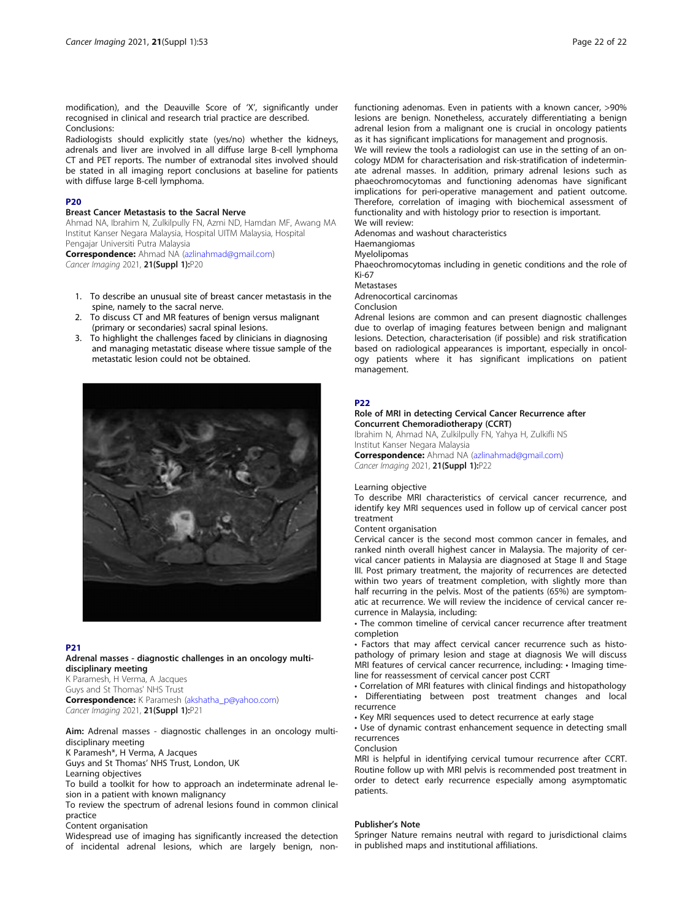modification), and the Deauville Score of 'X', significantly under recognised in clinical and research trial practice are described.
Conclusions:
Radiologists should explicitly state (yes/no) whether the kidneys, adrenals and liver are involved in all diffuse large B-cell lymphoma CT and PET reports. The number of extranodal sites involved should be stated in all imaging report conclusions at baseline for patients with diffuse large B-cell lymphoma.

## P20

### Breast Cancer Metastasis to the Sacral Nerve

Ahmad NA, Ibrahim N, Zulkilpully FN, Azmi ND, Hamdan MF, Awang MA
Institut Kanser Negara Malaysia, Hospital UITM Malaysia, Hospital Pengajar Universiti Putra Malaysia
**Correspondence:** Ahmad NA (azlinahmad@gmail.com)
*Cancer Imaging* 2021, **21(Suppl 1):**P20

1. To describe an unusual site of breast cancer metastasis in the spine, namely to the sacral nerve.
2. To discuss CT and MR features of benign versus malignant (primary or secondaries) sacral spinal lesions.
3. To highlight the challenges faced by clinicians in diagnosing and managing metastatic disease where tissue sample of the metastatic lesion could not be obtained.

## P21

### Adrenal masses - diagnostic challenges in an oncology multi-disciplinary meeting

K Paramesh, H Verma, A Jacques
Guys and St Thomas' NHS Trust
**Correspondence:** K Paramesh (akshatha_p@yahoo.com)
*Cancer Imaging* 2021, **21(Suppl 1):**P21

**Aim:** Adrenal masses - diagnostic challenges in an oncology multi-disciplinary meeting
K Paramesh*, H Verma, A Jacques
Guys and St Thomas' NHS Trust, London, UK
Learning objectives
To build a toolkit for how to approach an indeterminate adrenal lesion in a patient with known malignancy
To review the spectrum of adrenal lesions found in common clinical practice
Content organisation
Widespread use of imaging has significantly increased the detection of incidental adrenal lesions, which are largely benign, non-functioning adenomas. Even in patients with a known cancer, >90% lesions are benign. Nonetheless, accurately differentiating a benign adrenal lesion from a malignant one is crucial in oncology patients as it has significant implications for management and prognosis.
We will review the tools a radiologist can use in the setting of an oncology MDM for characterisation and risk-stratification of indeterminate adrenal masses. In addition, primary adrenal lesions such as phaeochromocytomas and functioning adenomas have significant implications for peri-operative management and patient outcome. Therefore, correlation of imaging with biochemical assessment of functionality and with histology prior to resection is important.
We will review:
Adenomas and washout characteristics
Haemangiomas
Myelolipomas
Phaeochromocytomas including in genetic conditions and the role of Ki-67
Metastases
Adrenocortical carcinomas
Conclusion
Adrenal lesions are common and can present diagnostic challenges due to overlap of imaging features between benign and malignant lesions. Detection, characterisation (if possible) and risk stratification based on radiological appearances is important, especially in oncology patients where it has significant implications on patient management.

## P22

### Role of MRI in detecting Cervical Cancer Recurrence after Concurrent Chemoradiotherapy (CCRT)

Ibrahim N, Ahmad NA, Zulkilpully FN, Yahya H, Zulkifli NS
Institut Kanser Negara Malaysia
**Correspondence:** Ahmad NA (azlinahmad@gmail.com)
*Cancer Imaging* 2021, **21(Suppl 1):**P22

Learning objective
To describe MRI characteristics of cervical cancer recurrence, and identify key MRI sequences used in follow up of cervical cancer post treatment
Content organisation
Cervical cancer is the second most common cancer in females, and ranked ninth overall highest cancer in Malaysia. The majority of cervical cancer patients in Malaysia are diagnosed at Stage II and Stage III. Post primary treatment, the majority of recurrences are detected within two years of treatment completion, with slightly more than half recurring in the pelvis. Most of the patients (65%) are symptomatic at recurrence. We will review the incidence of cervical cancer recurrence in Malaysia, including:
• The common timeline of cervical cancer recurrence after treatment completion
• Factors that may affect cervical cancer recurrence such as histopathology of primary lesion and stage at diagnosis We will discuss MRI features of cervical cancer recurrence, including: • Imaging timeline for reassessment of cervical cancer post CCRT
• Correlation of MRI features with clinical findings and histopathology
• Differentiating between post treatment changes and local recurrence
• Key MRI sequences used to detect recurrence at early stage
• Use of dynamic contrast enhancement sequence in detecting small recurrences
Conclusion
MRI is helpful in identifying cervical tumour recurrence after CCRT. Routine follow up with MRI pelvis is recommended post treatment in order to detect early recurrence especially among asymptomatic patients.

### Publisher's Note

Springer Nature remains neutral with regard to jurisdictional claims in published maps and institutional affiliations.